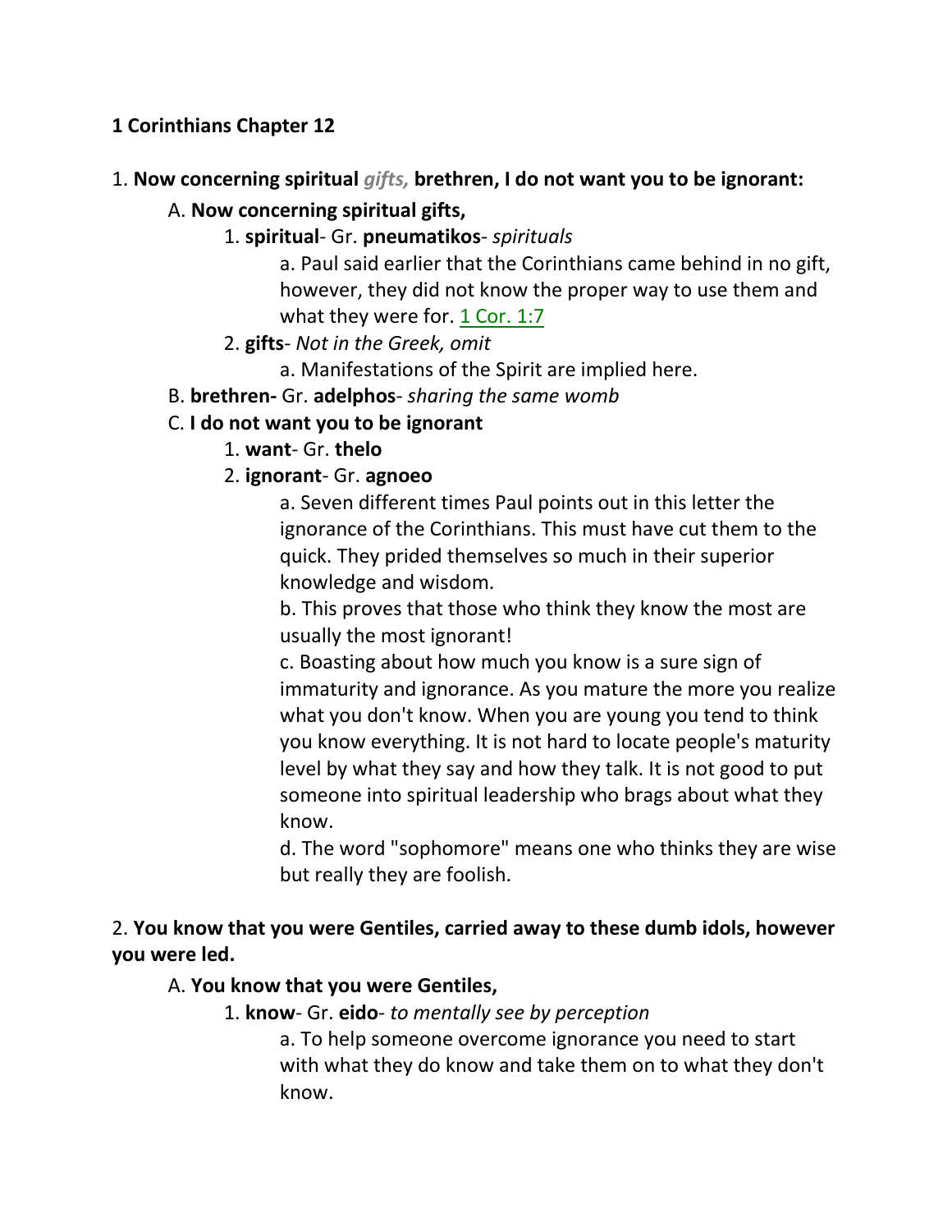**1 Corinthians Chapter 12**

1. **Now concerning spiritual *gifts,* brethren, I do not want you to be ignorant:**

   A. **Now concerning spiritual gifts,**

      1. **spiritual**- Gr. **pneumatikos**- *spirituals*

         a. Paul said earlier that the Corinthians came behind in no gift, however, they did not know the proper way to use them and what they were for. 1 Cor. 1:7

      2. **gifts**- *Not in the Greek, omit*

         a. Manifestations of the Spirit are implied here.

   B. **brethren-** Gr. **adelphos**- *sharing the same womb*

   C. **I do not want you to be ignorant**

      1. **want**- Gr. **thelo**

      2. **ignorant**- Gr. **agnoeo**

         a. Seven different times Paul points out in this letter the ignorance of the Corinthians. This must have cut them to the quick. They prided themselves so much in their superior knowledge and wisdom.

         b. This proves that those who think they know the most are usually the most ignorant!

         c. Boasting about how much you know is a sure sign of immaturity and ignorance. As you mature the more you realize what you don't know. When you are young you tend to think you know everything. It is not hard to locate people's maturity level by what they say and how they talk. It is not good to put someone into spiritual leadership who brags about what they know.

         d. The word "sophomore" means one who thinks they are wise but really they are foolish.

2. **You know that you were Gentiles, carried away to these dumb idols, however you were led.**

   A. **You know that you were Gentiles,**

      1. **know**- Gr. **eido**- *to mentally see by perception*

         a. To help someone overcome ignorance you need to start with what they do know and take them on to what they don't know.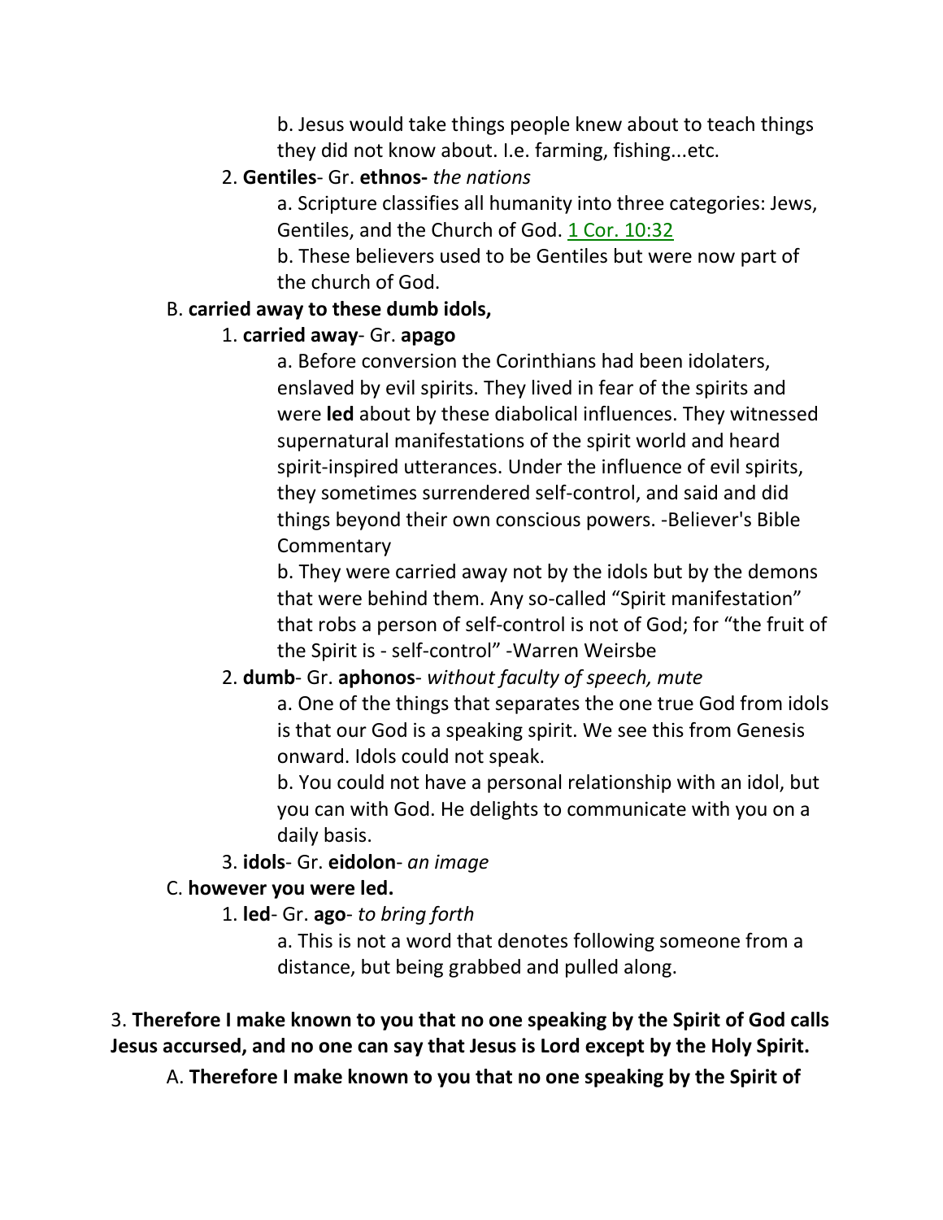b. Jesus would take things people knew about to teach things they did not know about. I.e. farming, fishing...etc.

2. **Gentiles**- Gr. **ethnos-** *the nations*

a. Scripture classifies all humanity into three categories: Jews, Gentiles, and the Church of God. 1 Cor. 10:32

b. These believers used to be Gentiles but were now part of the church of God.

B. **carried away to these dumb idols,**

1. **carried away**- Gr. **apago**

a. Before conversion the Corinthians had been idolaters, enslaved by evil spirits. They lived in fear of the spirits and were **led** about by these diabolical influences. They witnessed supernatural manifestations of the spirit world and heard spirit-inspired utterances. Under the influence of evil spirits, they sometimes surrendered self-control, and said and did things beyond their own conscious powers. -Believer's Bible Commentary

b. They were carried away not by the idols but by the demons that were behind them. Any so-called "Spirit manifestation" that robs a person of self-control is not of God; for "the fruit of the Spirit is - self-control" -Warren Weirsbe

2. **dumb**- Gr. **aphonos**- *without faculty of speech, mute*

a. One of the things that separates the one true God from idols is that our God is a speaking spirit. We see this from Genesis onward. Idols could not speak.

b. You could not have a personal relationship with an idol, but you can with God. He delights to communicate with you on a daily basis.

3. **idols**- Gr. **eidolon**- *an image*

C. **however you were led.**

1. **led**- Gr. **ago**- *to bring forth*

a. This is not a word that denotes following someone from a distance, but being grabbed and pulled along.

3. **Therefore I make known to you that no one speaking by the Spirit of God calls Jesus accursed, and no one can say that Jesus is Lord except by the Holy Spirit.**

A. **Therefore I make known to you that no one speaking by the Spirit of**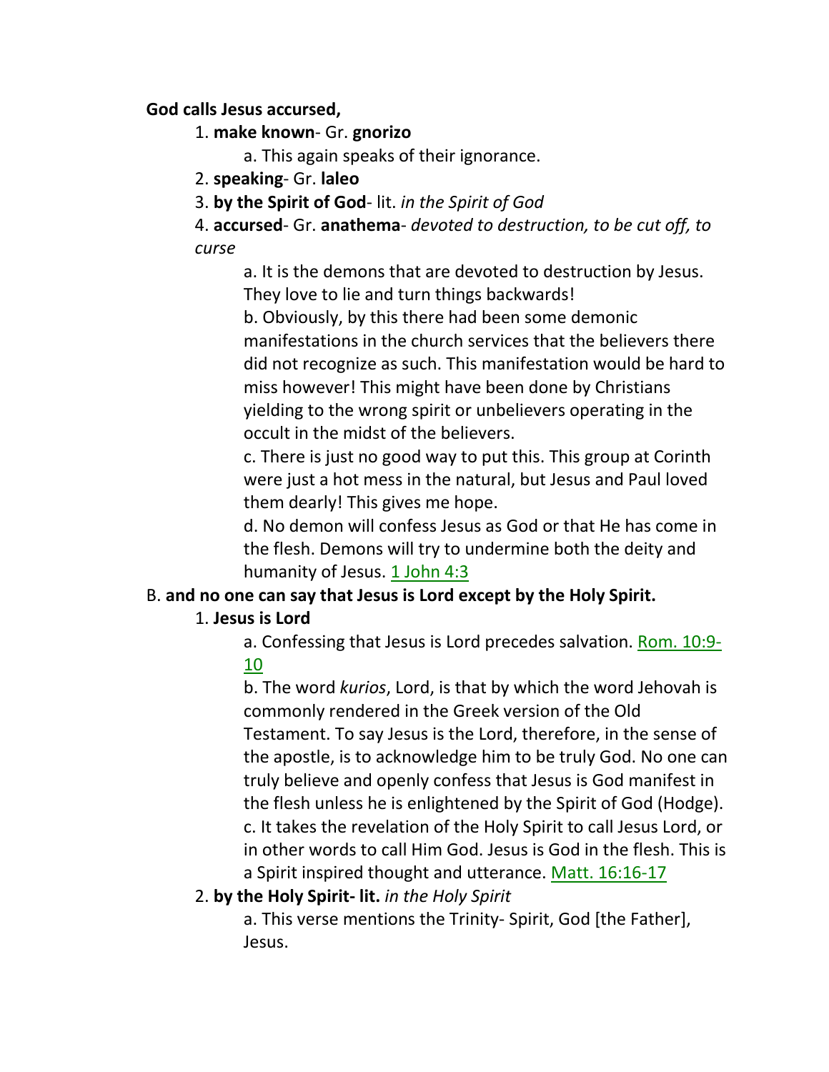**God calls Jesus accursed,**

1. **make known**- Gr. **gnorizo**
    a. This again speaks of their ignorance.
2. **speaking**- Gr. **laleo**
3. **by the Spirit of God**- lit. *in the Spirit of God*
4. **accursed**- Gr. **anathema**- *devoted to destruction, to be cut off, to curse*
    a. It is the demons that are devoted to destruction by Jesus. They love to lie and turn things backwards!
    b. Obviously, by this there had been some demonic manifestations in the church services that the believers there did not recognize as such. This manifestation would be hard to miss however! This might have been done by Christians yielding to the wrong spirit or unbelievers operating in the occult in the midst of the believers.
    c. There is just no good way to put this. This group at Corinth were just a hot mess in the natural, but Jesus and Paul loved them dearly! This gives me hope.
    d. No demon will confess Jesus as God or that He has come in the flesh. Demons will try to undermine both the deity and humanity of Jesus. 1 John 4:3

B. **and no one can say that Jesus is Lord except by the Holy Spirit.**

1. **Jesus is Lord**
    a. Confessing that Jesus is Lord precedes salvation. Rom. 10:9-10
    b. The word *kurios*, Lord, is that by which the word Jehovah is commonly rendered in the Greek version of the Old Testament. To say Jesus is the Lord, therefore, in the sense of the apostle, is to acknowledge him to be truly God. No one can truly believe and openly confess that Jesus is God manifest in the flesh unless he is enlightened by the Spirit of God (Hodge).
    c. It takes the revelation of the Holy Spirit to call Jesus Lord, or in other words to call Him God. Jesus is God in the flesh. This is a Spirit inspired thought and utterance. Matt. 16:16-17
2. **by the Holy Spirit- lit.** *in the Holy Spirit*
    a. This verse mentions the Trinity- Spirit, God [the Father], Jesus.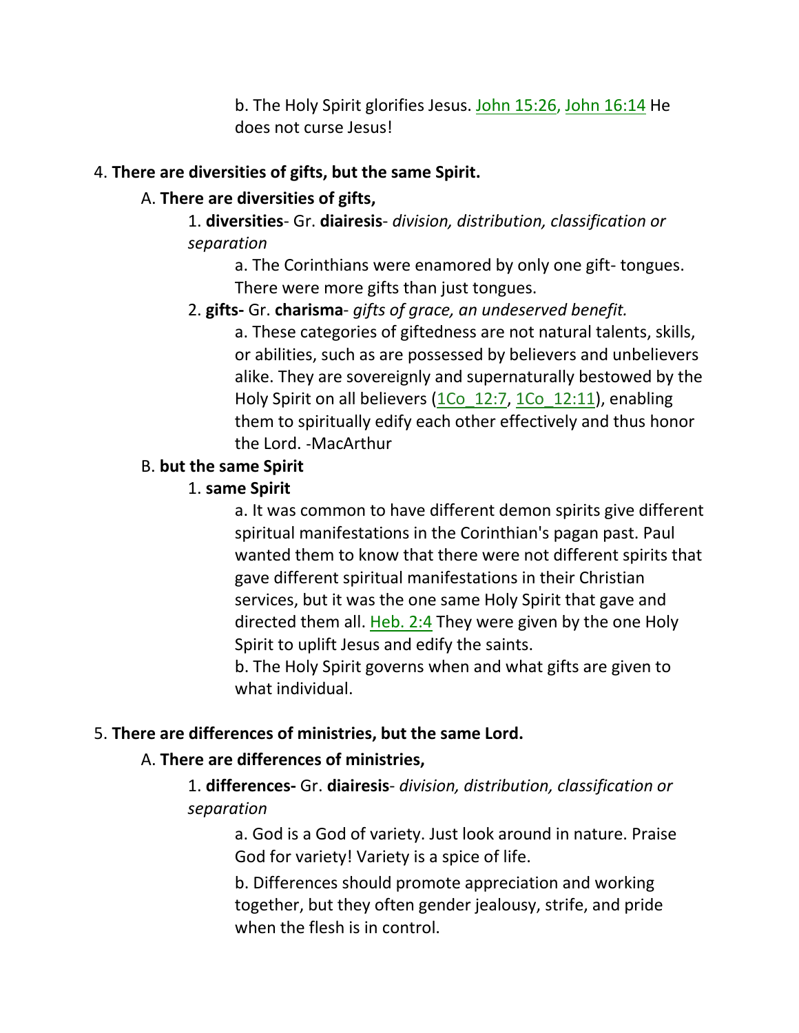b. The Holy Spirit glorifies Jesus. John 15:26, John 16:14 He does not curse Jesus!

4. **There are diversities of gifts, but the same Spirit.**

A. **There are diversities of gifts,**

1. **diversities**- Gr. **diairesis**- *division, distribution, classification or separation*

a. The Corinthians were enamored by only one gift- tongues. There were more gifts than just tongues.

2. **gifts-** Gr. **charisma**- *gifts of grace, an undeserved benefit.*

a. These categories of giftedness are not natural talents, skills, or abilities, such as are possessed by believers and unbelievers alike. They are sovereignly and supernaturally bestowed by the Holy Spirit on all believers (1Co_12:7, 1Co_12:11), enabling them to spiritually edify each other effectively and thus honor the Lord. -MacArthur

B. **but the same Spirit**

1. **same Spirit**

a. It was common to have different demon spirits give different spiritual manifestations in the Corinthian's pagan past. Paul wanted them to know that there were not different spirits that gave different spiritual manifestations in their Christian services, but it was the one same Holy Spirit that gave and directed them all. Heb. 2:4 They were given by the one Holy Spirit to uplift Jesus and edify the saints.

b. The Holy Spirit governs when and what gifts are given to what individual.

5. **There are differences of ministries, but the same Lord.**

A. **There are differences of ministries,**

1. **differences-** Gr. **diairesis**- *division, distribution, classification or separation*

a. God is a God of variety. Just look around in nature. Praise God for variety! Variety is a spice of life.

b. Differences should promote appreciation and working together, but they often gender jealousy, strife, and pride when the flesh is in control.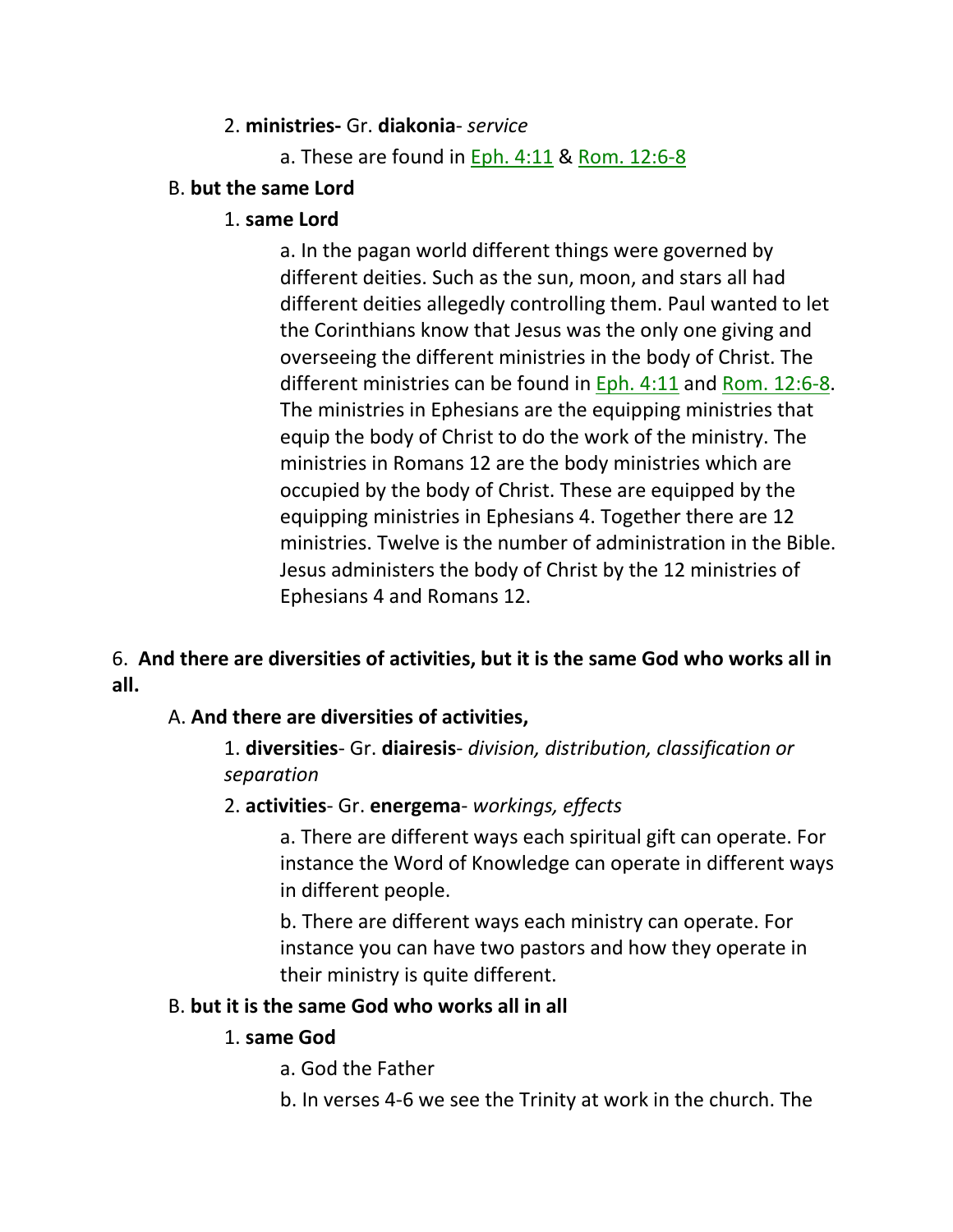2. **ministries-** Gr. **diakonia**- *service*

a. These are found in Eph. 4:11 & Rom. 12:6-8

B. **but the same Lord**

1. **same Lord**

a. In the pagan world different things were governed by different deities. Such as the sun, moon, and stars all had different deities allegedly controlling them. Paul wanted to let the Corinthians know that Jesus was the only one giving and overseeing the different ministries in the body of Christ. The different ministries can be found in Eph. 4:11 and Rom. 12:6-8. The ministries in Ephesians are the equipping ministries that equip the body of Christ to do the work of the ministry. The ministries in Romans 12 are the body ministries which are occupied by the body of Christ. These are equipped by the equipping ministries in Ephesians 4. Together there are 12 ministries. Twelve is the number of administration in the Bible. Jesus administers the body of Christ by the 12 ministries of Ephesians 4 and Romans 12.

6. **And there are diversities of activities, but it is the same God who works all in all.**

A. **And there are diversities of activities,**

1. **diversities**- Gr. **diairesis**- *division, distribution, classification or separation*

2. **activities**- Gr. **energema**- *workings, effects*

a. There are different ways each spiritual gift can operate. For instance the Word of Knowledge can operate in different ways in different people.

b. There are different ways each ministry can operate. For instance you can have two pastors and how they operate in their ministry is quite different.

B. **but it is the same God who works all in all**

1. **same God**

a. God the Father

b. In verses 4-6 we see the Trinity at work in the church. The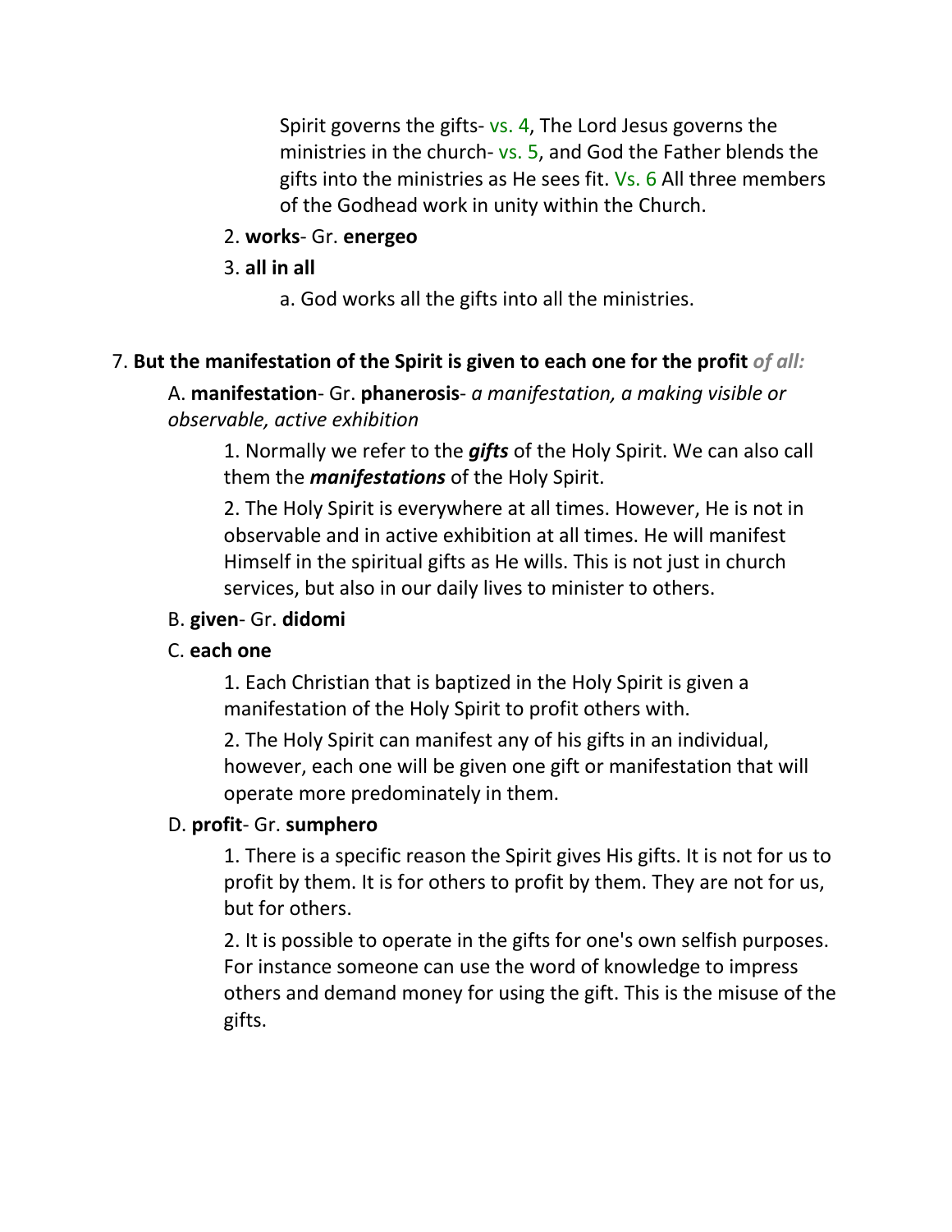Spirit governs the gifts- vs. 4, The Lord Jesus governs the ministries in the church- vs. 5, and God the Father blends the gifts into the ministries as He sees fit. Vs. 6 All three members of the Godhead work in unity within the Church.

2. **works**- Gr. **energeo**

3. **all in all**

a. God works all the gifts into all the ministries.

7. **But the manifestation of the Spirit is given to each one for the profit** *of all:*

A. **manifestation**- Gr. **phanerosis**- *a manifestation, a making visible or observable, active exhibition*

1. Normally we refer to the ***gifts*** of the Holy Spirit. We can also call them the ***manifestations*** of the Holy Spirit.

2. The Holy Spirit is everywhere at all times. However, He is not in observable and in active exhibition at all times. He will manifest Himself in the spiritual gifts as He wills. This is not just in church services, but also in our daily lives to minister to others.

B. **given**- Gr. **didomi**

C. **each one**

1. Each Christian that is baptized in the Holy Spirit is given a manifestation of the Holy Spirit to profit others with.

2. The Holy Spirit can manifest any of his gifts in an individual, however, each one will be given one gift or manifestation that will operate more predominately in them.

D. **profit**- Gr. **sumphero**

1. There is a specific reason the Spirit gives His gifts. It is not for us to profit by them. It is for others to profit by them. They are not for us, but for others.

2. It is possible to operate in the gifts for one's own selfish purposes. For instance someone can use the word of knowledge to impress others and demand money for using the gift. This is the misuse of the gifts.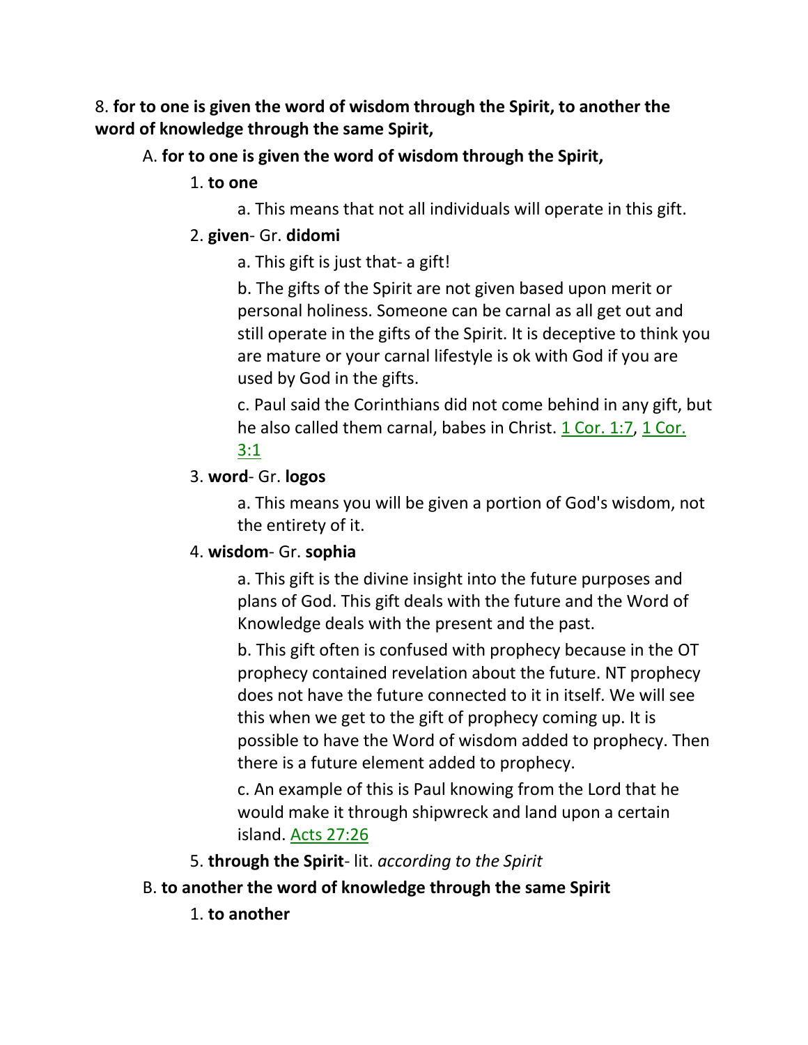8. **for to one is given the word of wisdom through the Spirit, to another the word of knowledge through the same Spirit,**

A. **for to one is given the word of wisdom through the Spirit,**

1. **to one**

a. This means that not all individuals will operate in this gift.

2. **given**- Gr. **didomi**

a. This gift is just that- a gift!

b. The gifts of the Spirit are not given based upon merit or personal holiness. Someone can be carnal as all get out and still operate in the gifts of the Spirit. It is deceptive to think you are mature or your carnal lifestyle is ok with God if you are used by God in the gifts.

c. Paul said the Corinthians did not come behind in any gift, but he also called them carnal, babes in Christ. 1 Cor. 1:7, 1 Cor. 3:1

3. **word**- Gr. **logos**

a. This means you will be given a portion of God's wisdom, not the entirety of it.

4. **wisdom**- Gr. **sophia**

a. This gift is the divine insight into the future purposes and plans of God. This gift deals with the future and the Word of Knowledge deals with the present and the past.

b. This gift often is confused with prophecy because in the OT prophecy contained revelation about the future. NT prophecy does not have the future connected to it in itself. We will see this when we get to the gift of prophecy coming up. It is possible to have the Word of wisdom added to prophecy. Then there is a future element added to prophecy.

c. An example of this is Paul knowing from the Lord that he would make it through shipwreck and land upon a certain island. Acts 27:26

5. **through the Spirit**- lit. *according to the Spirit*

B. **to another the word of knowledge through the same Spirit**

1. **to another**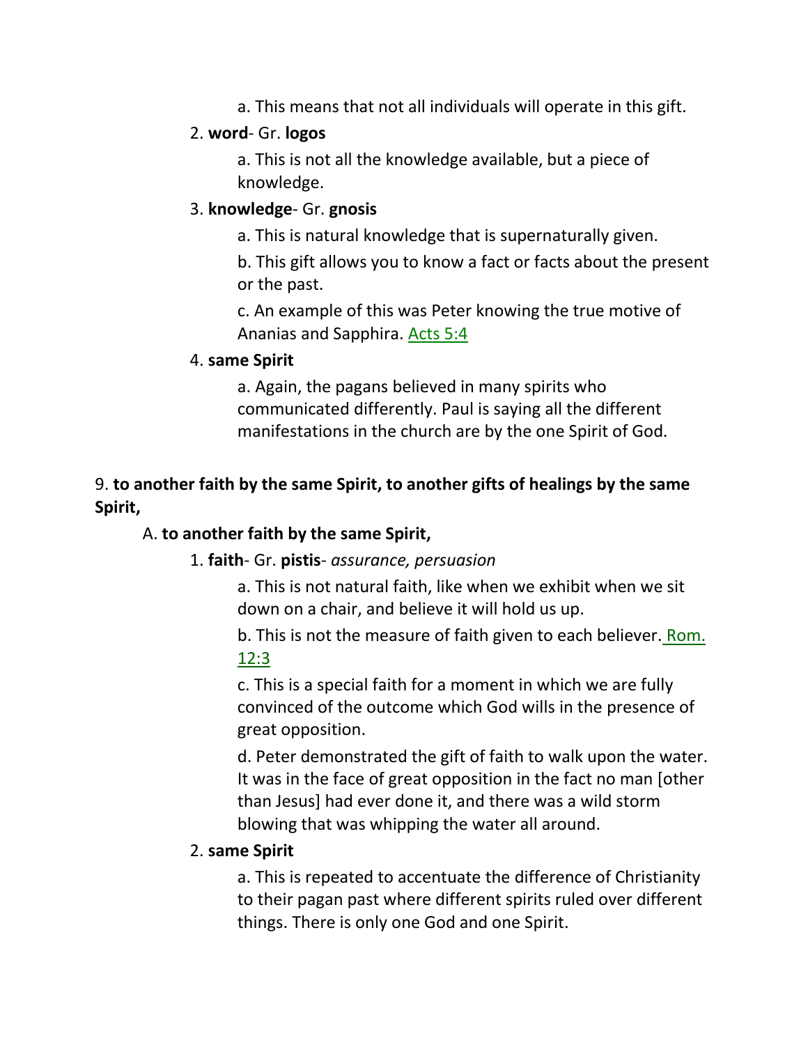a. This means that not all individuals will operate in this gift.

2. **word**- Gr. **logos**

a. This is not all the knowledge available, but a piece of knowledge.

3. **knowledge**- Gr. **gnosis**

a. This is natural knowledge that is supernaturally given.

b. This gift allows you to know a fact or facts about the present or the past.

c. An example of this was Peter knowing the true motive of Ananias and Sapphira. Acts 5:4

4. **same Spirit**

a. Again, the pagans believed in many spirits who communicated differently. Paul is saying all the different manifestations in the church are by the one Spirit of God.

9. **to another faith by the same Spirit, to another gifts of healings by the same Spirit,**

A. **to another faith by the same Spirit,**

1. **faith**- Gr. **pistis**- *assurance, persuasion*

a. This is not natural faith, like when we exhibit when we sit down on a chair, and believe it will hold us up.

b. This is not the measure of faith given to each believer. Rom. 12:3

c. This is a special faith for a moment in which we are fully convinced of the outcome which God wills in the presence of great opposition.

d. Peter demonstrated the gift of faith to walk upon the water. It was in the face of great opposition in the fact no man [other than Jesus] had ever done it, and there was a wild storm blowing that was whipping the water all around.

2. **same Spirit**

a. This is repeated to accentuate the difference of Christianity to their pagan past where different spirits ruled over different things. There is only one God and one Spirit.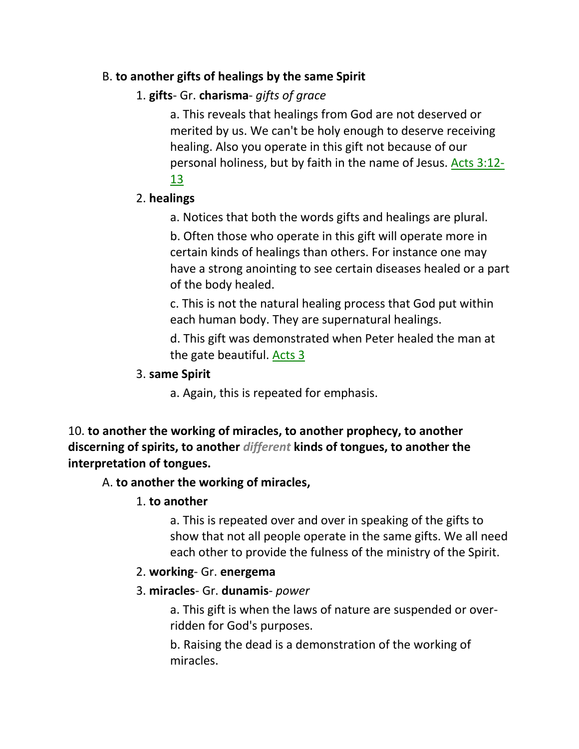B. **to another gifts of healings by the same Spirit**

1. **gifts**- Gr. **charisma**- *gifts of grace*

   a. This reveals that healings from God are not deserved or merited by us. We can't be holy enough to deserve receiving healing. Also you operate in this gift not because of our personal holiness, but by faith in the name of Jesus. Acts 3:12-13

2. **healings**

   a. Notices that both the words gifts and healings are plural.

   b. Often those who operate in this gift will operate more in certain kinds of healings than others. For instance one may have a strong anointing to see certain diseases healed or a part of the body healed.

   c. This is not the natural healing process that God put within each human body. They are supernatural healings.

   d. This gift was demonstrated when Peter healed the man at the gate beautiful. Acts 3

3. **same Spirit**

   a. Again, this is repeated for emphasis.

10. **to another the working of miracles, to another prophecy, to another discerning of spirits, to another** ***different*** **kinds of tongues, to another the interpretation of tongues.**

A. **to another the working of miracles,**

1. **to another**

   a. This is repeated over and over in speaking of the gifts to show that not all people operate in the same gifts. We all need each other to provide the fulness of the ministry of the Spirit.

2. **working**- Gr. **energema**

3. **miracles**- Gr. **dunamis**- *power*

   a. This gift is when the laws of nature are suspended or over-ridden for God's purposes.

   b. Raising the dead is a demonstration of the working of miracles.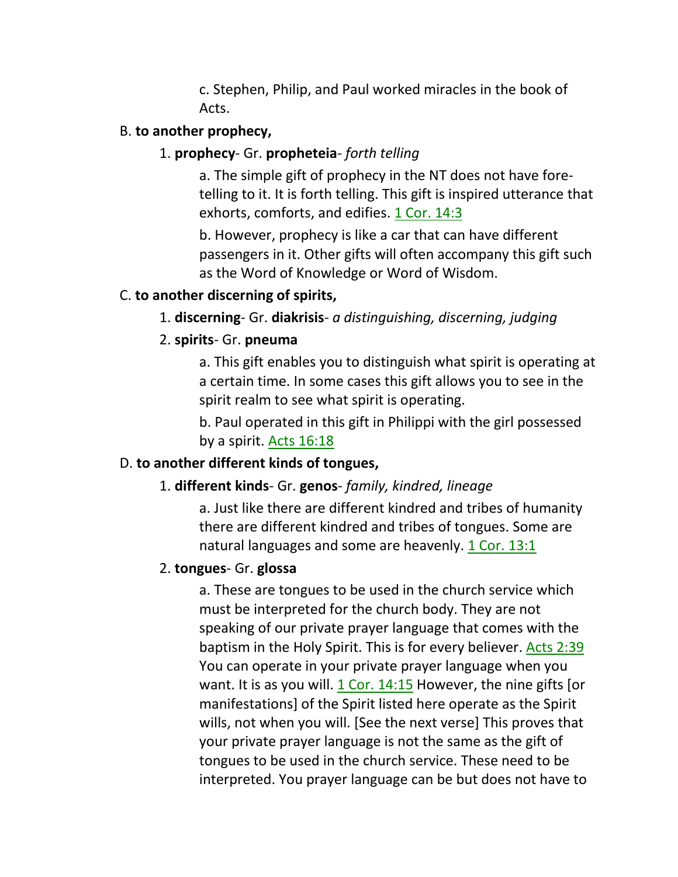c. Stephen, Philip, and Paul worked miracles in the book of Acts.

B. **to another prophecy,**

1. **prophecy**- Gr. **propheteia**- *forth telling*

a. The simple gift of prophecy in the NT does not have fore-telling to it. It is forth telling. This gift is inspired utterance that exhorts, comforts, and edifies. 1 Cor. 14:3

b. However, prophecy is like a car that can have different passengers in it. Other gifts will often accompany this gift such as the Word of Knowledge or Word of Wisdom.

C. **to another discerning of spirits,**

1. **discerning**- Gr. **diakrisis**- *a distinguishing, discerning, judging*

2. **spirits**- Gr. **pneuma**

a. This gift enables you to distinguish what spirit is operating at a certain time. In some cases this gift allows you to see in the spirit realm to see what spirit is operating.

b. Paul operated in this gift in Philippi with the girl possessed by a spirit. Acts 16:18

D. **to another different kinds of tongues,**

1. **different kinds**- Gr. **genos**- *family, kindred, lineage*

a. Just like there are different kindred and tribes of humanity there are different kindred and tribes of tongues. Some are natural languages and some are heavenly. 1 Cor. 13:1

2. **tongues**- Gr. **glossa**

a. These are tongues to be used in the church service which must be interpreted for the church body. They are not speaking of our private prayer language that comes with the baptism in the Holy Spirit. This is for every believer. Acts 2:39 You can operate in your private prayer language when you want. It is as you will. 1 Cor. 14:15 However, the nine gifts [or manifestations] of the Spirit listed here operate as the Spirit wills, not when you will. [See the next verse] This proves that your private prayer language is not the same as the gift of tongues to be used in the church service. These need to be interpreted. You prayer language can be but does not have to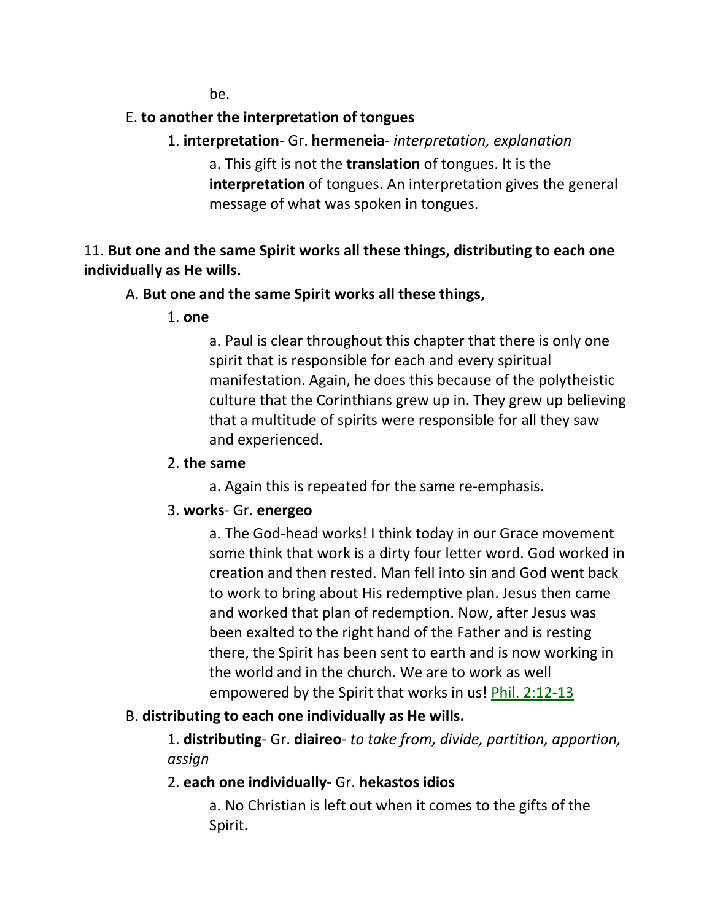be.

E. **to another the interpretation of tongues**

1. **interpretation**- Gr. **hermeneia**- *interpretation, explanation*

a. This gift is not the **translation** of tongues. It is the **interpretation** of tongues. An interpretation gives the general message of what was spoken in tongues.

11. **But one and the same Spirit works all these things, distributing to each one individually as He wills.**

A. **But one and the same Spirit works all these things,**

1. **one**

a. Paul is clear throughout this chapter that there is only one spirit that is responsible for each and every spiritual manifestation. Again, he does this because of the polytheistic culture that the Corinthians grew up in. They grew up believing that a multitude of spirits were responsible for all they saw and experienced.

2. **the same**

a. Again this is repeated for the same re-emphasis.

3. **works**- Gr. **energeo**

a. The God-head works! I think today in our Grace movement some think that work is a dirty four letter word. God worked in creation and then rested. Man fell into sin and God went back to work to bring about His redemptive plan. Jesus then came and worked that plan of redemption. Now, after Jesus was been exalted to the right hand of the Father and is resting there, the Spirit has been sent to earth and is now working in the world and in the church. We are to work as well empowered by the Spirit that works in us! Phil. 2:12-13

B. **distributing to each one individually as He wills.**

1. **distributing**- Gr. **diaireo**- *to take from, divide, partition, apportion, assign*

2. **each one individually-** Gr. **hekastos idios**

a. No Christian is left out when it comes to the gifts of the Spirit.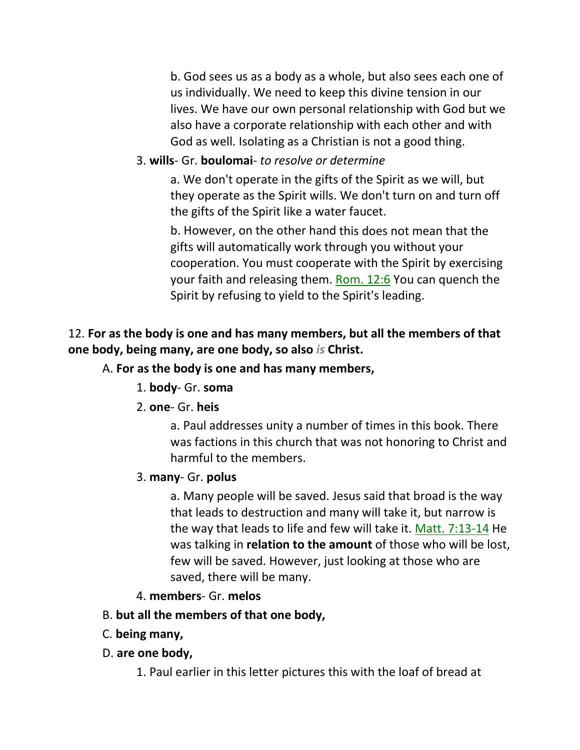b. God sees us as a body as a whole, but also sees each one of us individually. We need to keep this divine tension in our lives. We have our own personal relationship with God but we also have a corporate relationship with each other and with God as well. Isolating as a Christian is not a good thing.

3. **wills**- Gr. **boulomai**- *to resolve or determine*

a. We don't operate in the gifts of the Spirit as we will, but they operate as the Spirit wills. We don't turn on and turn off the gifts of the Spirit like a water faucet.

b. However, on the other hand this does not mean that the gifts will automatically work through you without your cooperation. You must cooperate with the Spirit by exercising your faith and releasing them. Rom. 12:6 You can quench the Spirit by refusing to yield to the Spirit's leading.

12. **For as the body is one and has many members, but all the members of that one body, being many, are one body, so also *is* Christ.**

A. **For as the body is one and has many members,**

1. **body**- Gr. **soma**

2. **one**- Gr. **heis**

a. Paul addresses unity a number of times in this book. There was factions in this church that was not honoring to Christ and harmful to the members.

3. **many**- Gr. **polus**

a. Many people will be saved. Jesus said that broad is the way that leads to destruction and many will take it, but narrow is the way that leads to life and few will take it. Matt. 7:13-14 He was talking in **relation to the amount** of those who will be lost, few will be saved. However, just looking at those who are saved, there will be many.

4. **members**- Gr. **melos**

B. **but all the members of that one body,**

C. **being many,**

D. **are one body,**

1. Paul earlier in this letter pictures this with the loaf of bread at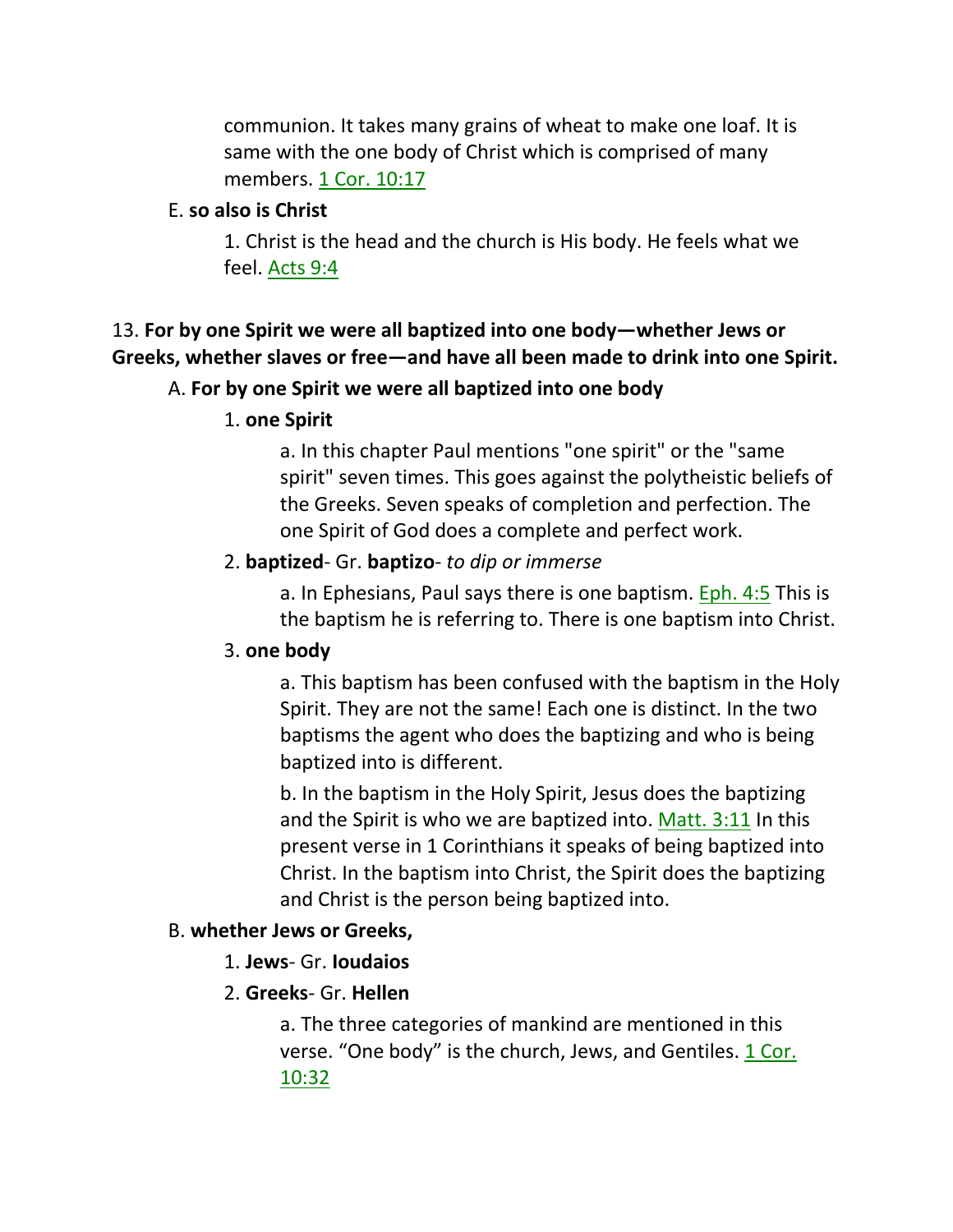communion. It takes many grains of wheat to make one loaf. It is same with the one body of Christ which is comprised of many members. 1 Cor. 10:17

E. **so also is Christ**

1. Christ is the head and the church is His body. He feels what we feel. Acts 9:4

13. **For by one Spirit we were all baptized into one body—whether Jews or Greeks, whether slaves or free—and have all been made to drink into one Spirit.**

A. **For by one Spirit we were all baptized into one body**

1. **one Spirit**

a. In this chapter Paul mentions "one spirit" or the "same spirit" seven times. This goes against the polytheistic beliefs of the Greeks. Seven speaks of completion and perfection. The one Spirit of God does a complete and perfect work.

2. **baptized**- Gr. **baptizo**- *to dip or immerse*

a. In Ephesians, Paul says there is one baptism. Eph. 4:5 This is the baptism he is referring to. There is one baptism into Christ.

3. **one body**

a. This baptism has been confused with the baptism in the Holy Spirit. They are not the same! Each one is distinct. In the two baptisms the agent who does the baptizing and who is being baptized into is different.

b. In the baptism in the Holy Spirit, Jesus does the baptizing and the Spirit is who we are baptized into. Matt. 3:11 In this present verse in 1 Corinthians it speaks of being baptized into Christ. In the baptism into Christ, the Spirit does the baptizing and Christ is the person being baptized into.

B. **whether Jews or Greeks,**

1. **Jews**- Gr. **Ioudaios**

2. **Greeks**- Gr. **Hellen**

a. The three categories of mankind are mentioned in this verse. "One body" is the church, Jews, and Gentiles. 1 Cor. 10:32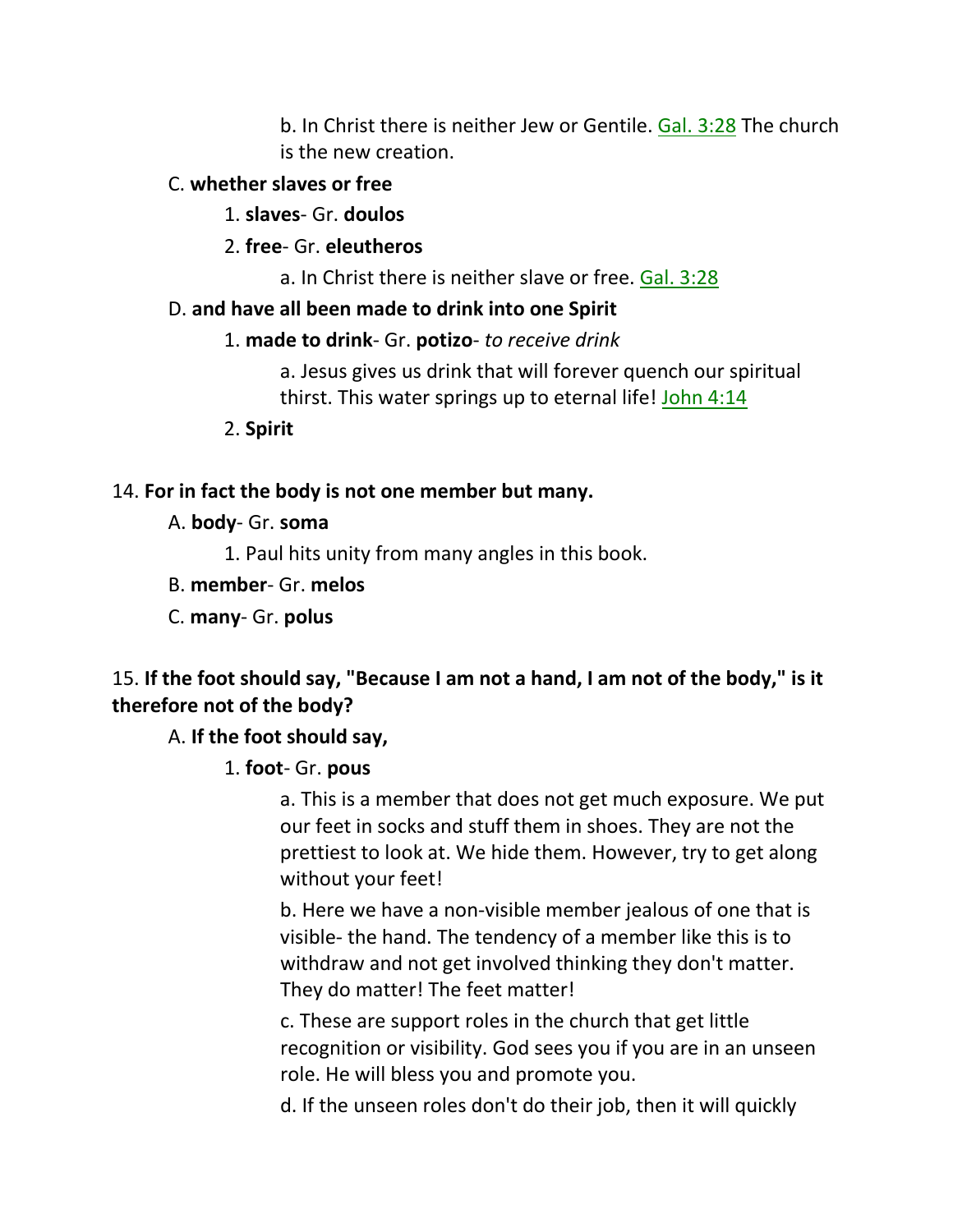b. In Christ there is neither Jew or Gentile. Gal. 3:28 The church is the new creation.

C. **whether slaves or free**

1. **slaves**- Gr. **doulos**

2. **free**- Gr. **eleutheros**

a. In Christ there is neither slave or free. Gal. 3:28

D. **and have all been made to drink into one Spirit**

1. **made to drink**- Gr. **potizo**- *to receive drink*

a. Jesus gives us drink that will forever quench our spiritual thirst. This water springs up to eternal life! John 4:14

2. **Spirit**

14. **For in fact the body is not one member but many.**

A. **body**- Gr. **soma**

1. Paul hits unity from many angles in this book.

B. **member**- Gr. **melos**

C. **many**- Gr. **polus**

15. **If the foot should say, "Because I am not a hand, I am not of the body," is it therefore not of the body?**

A. **If the foot should say,**

1. **foot**- Gr. **pous**

a. This is a member that does not get much exposure. We put our feet in socks and stuff them in shoes. They are not the prettiest to look at. We hide them. However, try to get along without your feet!

b. Here we have a non-visible member jealous of one that is visible- the hand. The tendency of a member like this is to withdraw and not get involved thinking they don't matter. They do matter! The feet matter!

c. These are support roles in the church that get little recognition or visibility. God sees you if you are in an unseen role. He will bless you and promote you.

d. If the unseen roles don't do their job, then it will quickly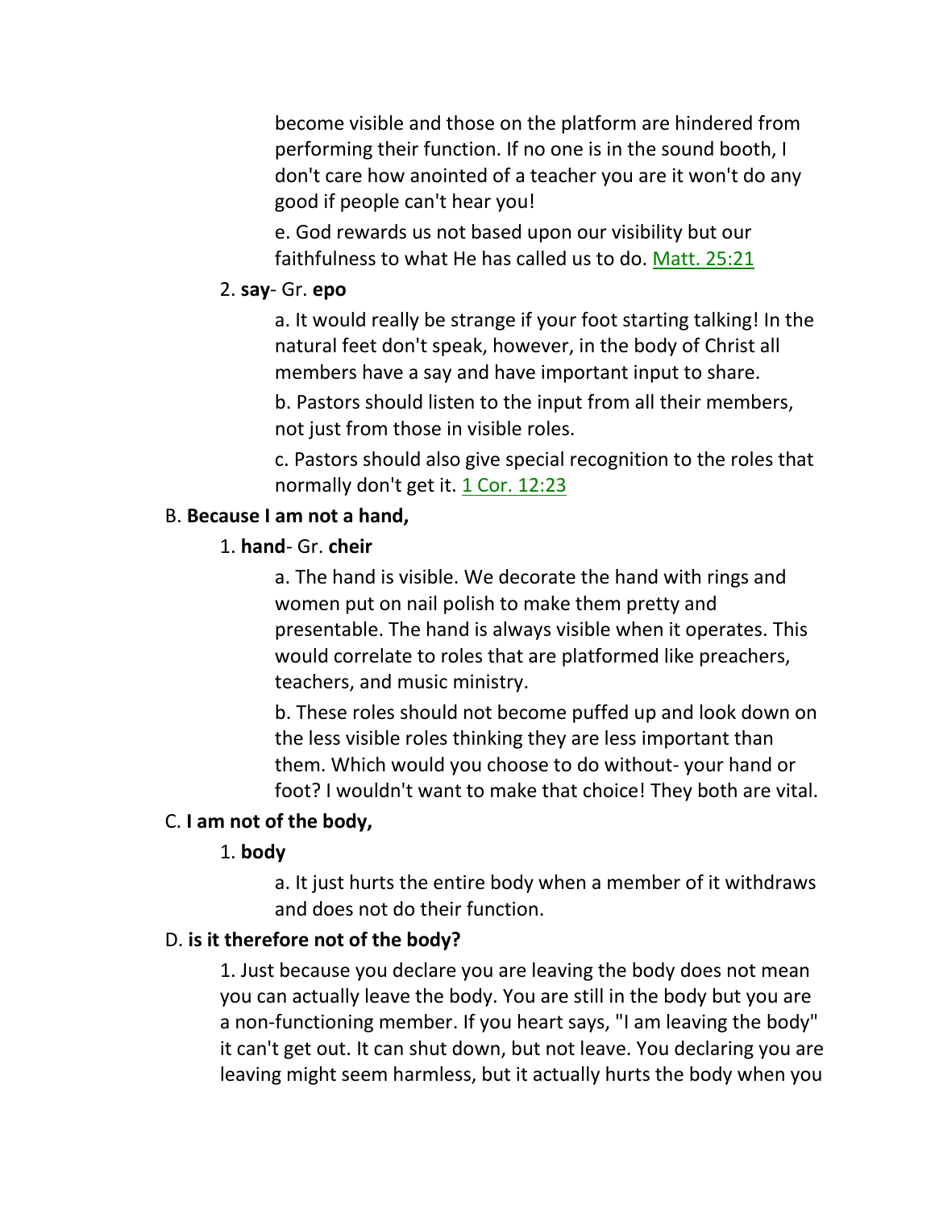become visible and those on the platform are hindered from performing their function. If no one is in the sound booth, I don't care how anointed of a teacher you are it won't do any good if people can't hear you!

e. God rewards us not based upon our visibility but our faithfulness to what He has called us to do. Matt. 25:21

2. **say**- Gr. **epo**

a. It would really be strange if your foot starting talking! In the natural feet don't speak, however, in the body of Christ all members have a say and have important input to share.

b. Pastors should listen to the input from all their members, not just from those in visible roles.

c. Pastors should also give special recognition to the roles that normally don't get it. 1 Cor. 12:23

B. **Because I am not a hand,**

1. **hand**- Gr. **cheir**

a. The hand is visible. We decorate the hand with rings and women put on nail polish to make them pretty and presentable. The hand is always visible when it operates. This would correlate to roles that are platformed like preachers, teachers, and music ministry.

b. These roles should not become puffed up and look down on the less visible roles thinking they are less important than them. Which would you choose to do without- your hand or foot? I wouldn't want to make that choice! They both are vital.

C. **I am not of the body,**

1. **body**

a. It just hurts the entire body when a member of it withdraws and does not do their function.

D. **is it therefore not of the body?**

1. Just because you declare you are leaving the body does not mean you can actually leave the body. You are still in the body but you are a non-functioning member. If you heart says, "I am leaving the body" it can't get out. It can shut down, but not leave. You declaring you are leaving might seem harmless, but it actually hurts the body when you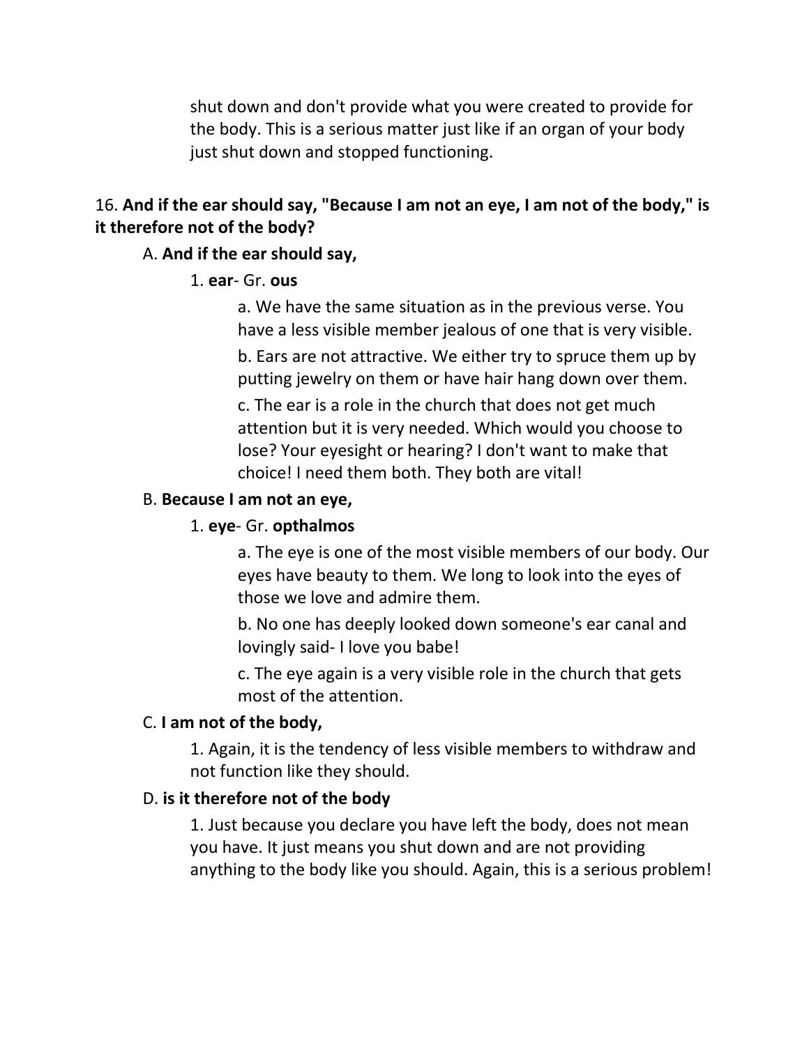shut down and don't provide what you were created to provide for the body. This is a serious matter just like if an organ of your body just shut down and stopped functioning.

16. **And if the ear should say, "Because I am not an eye, I am not of the body," is it therefore not of the body?**

A. **And if the ear should say,**

1. **ear**- Gr. **ous**

a. We have the same situation as in the previous verse. You have a less visible member jealous of one that is very visible.

b. Ears are not attractive. We either try to spruce them up by putting jewelry on them or have hair hang down over them.

c. The ear is a role in the church that does not get much attention but it is very needed. Which would you choose to lose? Your eyesight or hearing? I don't want to make that choice! I need them both. They both are vital!

B. **Because I am not an eye,**

1. **eye**- Gr. **opthalmos**

a. The eye is one of the most visible members of our body. Our eyes have beauty to them. We long to look into the eyes of those we love and admire them.

b. No one has deeply looked down someone's ear canal and lovingly said- I love you babe!

c. The eye again is a very visible role in the church that gets most of the attention.

C. **I am not of the body,**

1. Again, it is the tendency of less visible members to withdraw and not function like they should.

D. **is it therefore not of the body**

1. Just because you declare you have left the body, does not mean you have. It just means you shut down and are not providing anything to the body like you should. Again, this is a serious problem!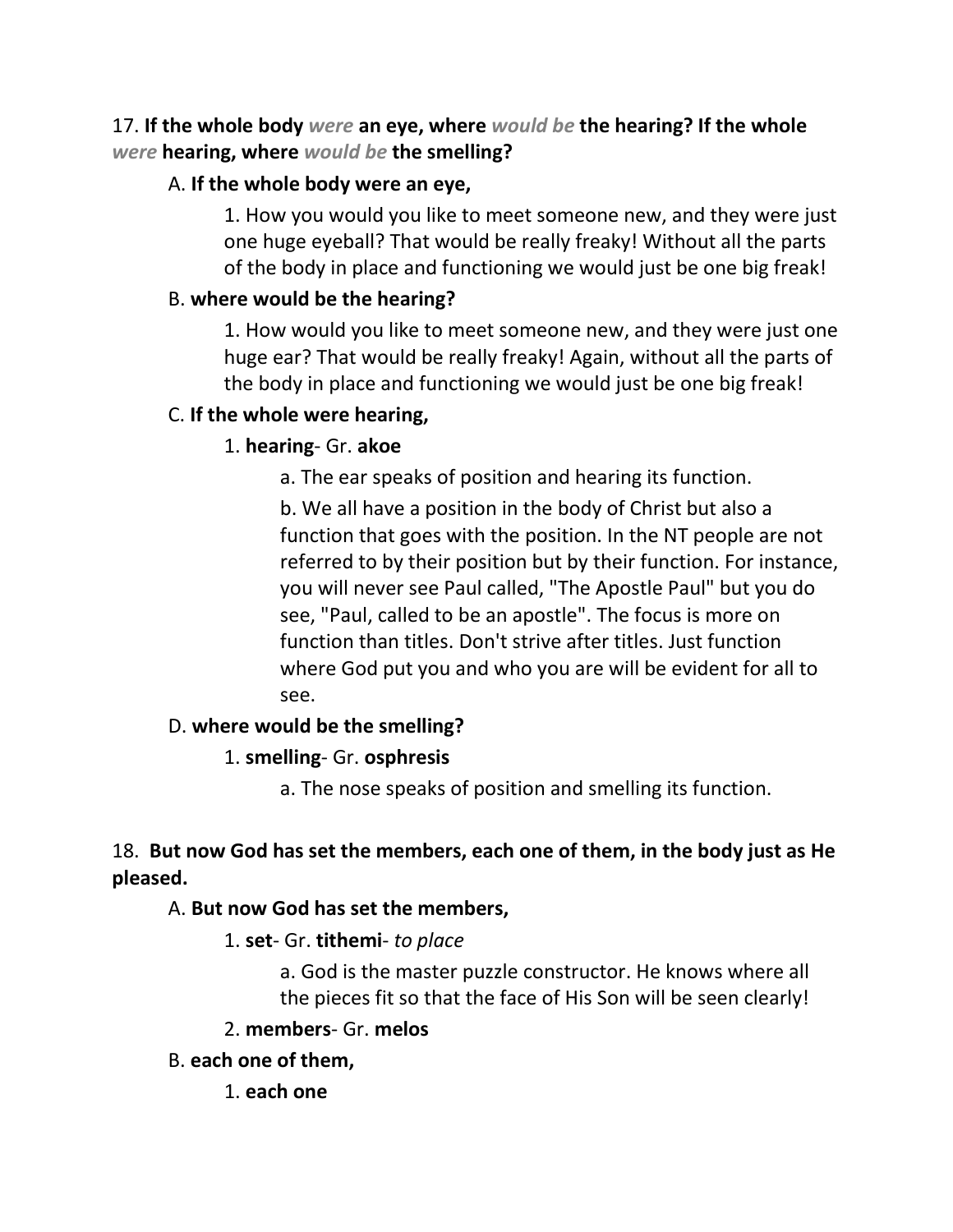17. **If the whole body *were* an eye, where *would be* the hearing? If the whole *were* hearing, where *would be* the smelling?**

A. **If the whole body were an eye,**

1. How you would you like to meet someone new, and they were just one huge eyeball? That would be really freaky! Without all the parts of the body in place and functioning we would just be one big freak!

B. **where would be the hearing?**

1. How would you like to meet someone new, and they were just one huge ear? That would be really freaky! Again, without all the parts of the body in place and functioning we would just be one big freak!

C. **If the whole were hearing,**

1. **hearing**- Gr. **akoe**

a. The ear speaks of position and hearing its function.

b. We all have a position in the body of Christ but also a function that goes with the position. In the NT people are not referred to by their position but by their function. For instance, you will never see Paul called, "The Apostle Paul" but you do see, "Paul, called to be an apostle". The focus is more on function than titles. Don't strive after titles. Just function where God put you and who you are will be evident for all to see.

D. **where would be the smelling?**

1. **smelling**- Gr. **osphresis**

a. The nose speaks of position and smelling its function.

18. **But now God has set the members, each one of them, in the body just as He pleased.**

A. **But now God has set the members,**

1. **set**- Gr. **tithemi**- *to place*

a. God is the master puzzle constructor. He knows where all the pieces fit so that the face of His Son will be seen clearly!

2. **members**- Gr. **melos**

B. **each one of them,**

1. **each one**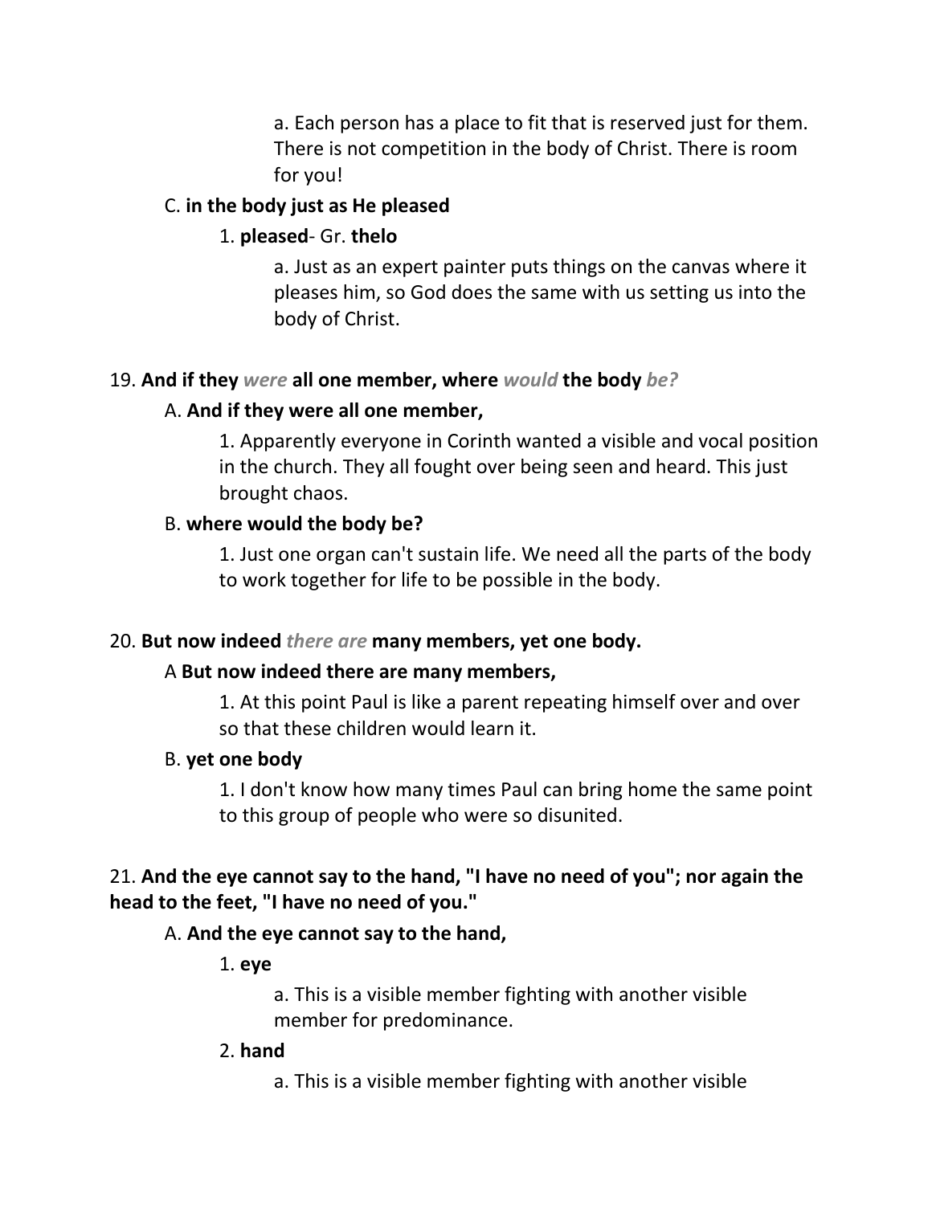a. Each person has a place to fit that is reserved just for them. There is not competition in the body of Christ. There is room for you!

C. **in the body just as He pleased**

1. **pleased**- Gr. **thelo**

a. Just as an expert painter puts things on the canvas where it pleases him, so God does the same with us setting us into the body of Christ.

19. **And if they *were* all one member, where *would* the body *be?***

A. **And if they were all one member,**

1. Apparently everyone in Corinth wanted a visible and vocal position in the church. They all fought over being seen and heard. This just brought chaos.

B. **where would the body be?**

1. Just one organ can't sustain life. We need all the parts of the body to work together for life to be possible in the body.

20. **But now indeed *there are* many members, yet one body.**

A **But now indeed there are many members,**

1. At this point Paul is like a parent repeating himself over and over so that these children would learn it.

B. **yet one body**

1. I don't know how many times Paul can bring home the same point to this group of people who were so disunited.

21. **And the eye cannot say to the hand, "I have no need of you"; nor again the head to the feet, "I have no need of you."**

A. **And the eye cannot say to the hand,**

1. **eye**

a. This is a visible member fighting with another visible member for predominance.

2. **hand**

a. This is a visible member fighting with another visible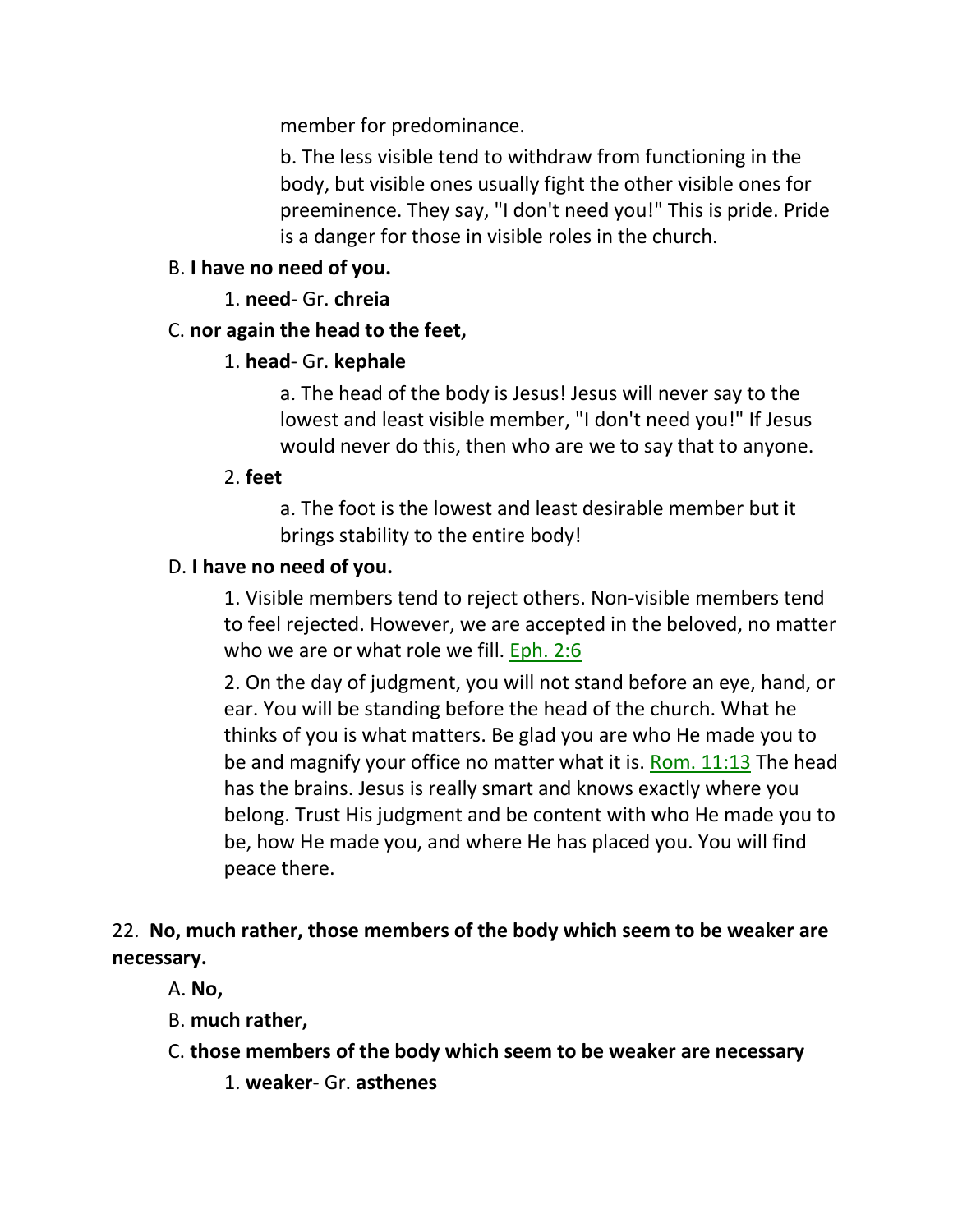member for predominance.

b. The less visible tend to withdraw from functioning in the body, but visible ones usually fight the other visible ones for preeminence. They say, "I don't need you!" This is pride. Pride is a danger for those in visible roles in the church.

B. **I have no need of you.**

1. **need**- Gr. **chreia**

C. **nor again the head to the feet,**

1. **head**- Gr. **kephale**

a. The head of the body is Jesus! Jesus will never say to the lowest and least visible member, "I don't need you!" If Jesus would never do this, then who are we to say that to anyone.

2. **feet**

a. The foot is the lowest and least desirable member but it brings stability to the entire body!

D. **I have no need of you.**

1. Visible members tend to reject others. Non-visible members tend to feel rejected. However, we are accepted in the beloved, no matter who we are or what role we fill. Eph. 2:6

2. On the day of judgment, you will not stand before an eye, hand, or ear. You will be standing before the head of the church. What he thinks of you is what matters. Be glad you are who He made you to be and magnify your office no matter what it is. Rom. 11:13 The head has the brains. Jesus is really smart and knows exactly where you belong. Trust His judgment and be content with who He made you to be, how He made you, and where He has placed you. You will find peace there.

22. **No, much rather, those members of the body which seem to be weaker are necessary.**

A. **No,**

B. **much rather,**

C. **those members of the body which seem to be weaker are necessary**

1. **weaker**- Gr. **asthenes**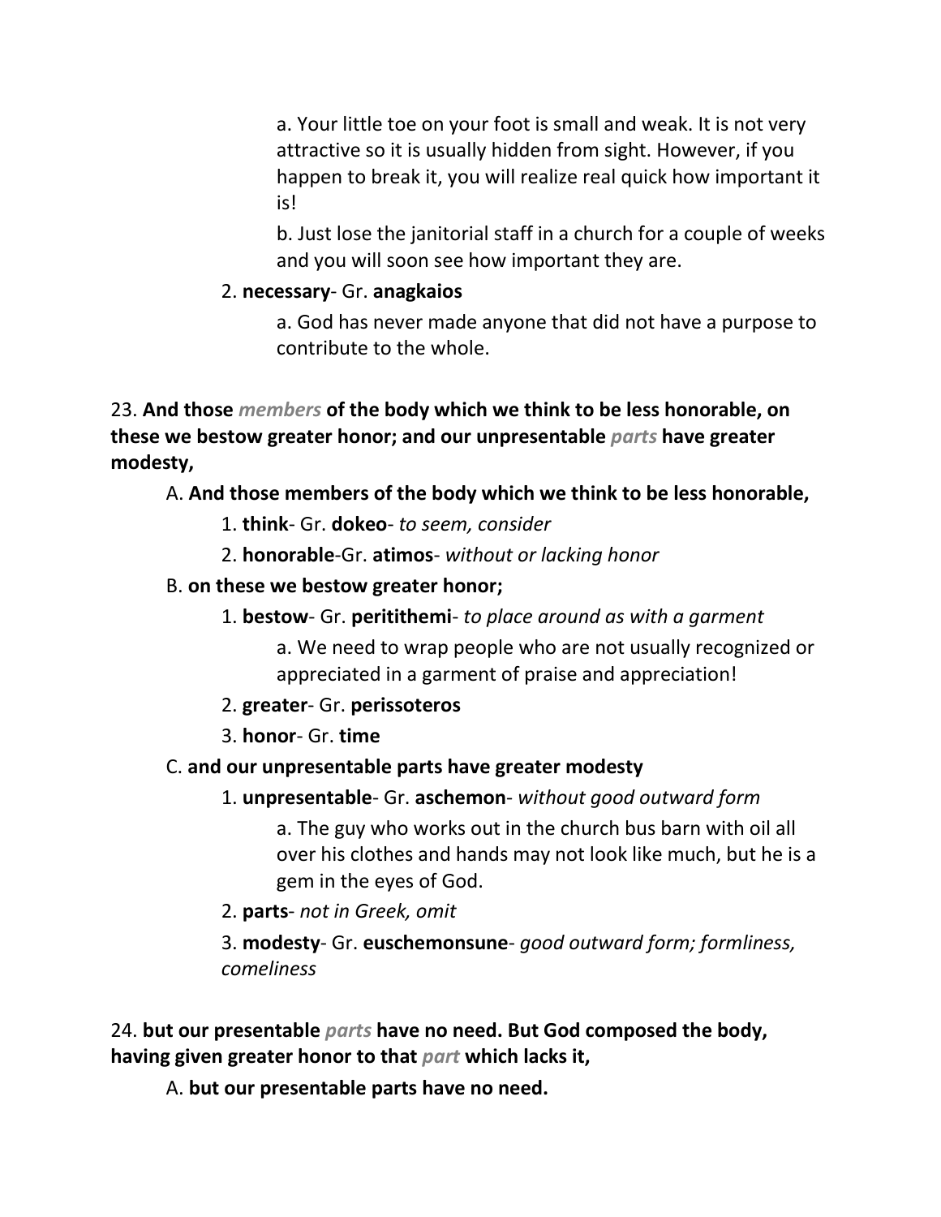a. Your little toe on your foot is small and weak. It is not very attractive so it is usually hidden from sight. However, if you happen to break it, you will realize real quick how important it is!

b. Just lose the janitorial staff in a church for a couple of weeks and you will soon see how important they are.

2. **necessary**- Gr. **anagkaios**

a. God has never made anyone that did not have a purpose to contribute to the whole.

23. **And those** ***members*** **of the body which we think to be less honorable, on these we bestow greater honor; and our unpresentable** ***parts*** **have greater modesty,**

A. **And those members of the body which we think to be less honorable,**

1. **think**- Gr. **dokeo**- *to seem, consider*

2. **honorable**-Gr. **atimos**- *without or lacking honor*

B. **on these we bestow greater honor;**

1. **bestow**- Gr. **peritithemi**- *to place around as with a garment*

a. We need to wrap people who are not usually recognized or appreciated in a garment of praise and appreciation!

2. **greater**- Gr. **perissoteros**

3. **honor**- Gr. **time**

C. **and our unpresentable parts have greater modesty**

1. **unpresentable**- Gr. **aschemon**- *without good outward form*

a. The guy who works out in the church bus barn with oil all over his clothes and hands may not look like much, but he is a gem in the eyes of God.

2. **parts**- *not in Greek, omit*

3. **modesty**- Gr. **euschemonsune**- *good outward form; formliness, comeliness*

24. **but our presentable** ***parts*** **have no need. But God composed the body, having given greater honor to that** ***part*** **which lacks it,**

A. **but our presentable parts have no need.**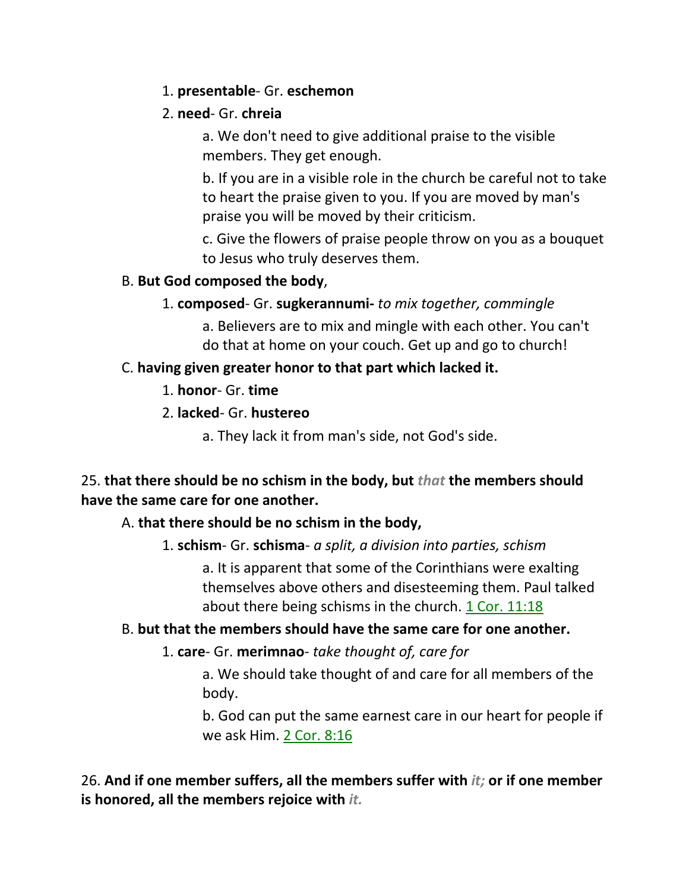1. **presentable**- Gr. **eschemon**

2. **need**- Gr. **chreia**

    a. We don't need to give additional praise to the visible members. They get enough.

    b. If you are in a visible role in the church be careful not to take to heart the praise given to you. If you are moved by man's praise you will be moved by their criticism.

    c. Give the flowers of praise people throw on you as a bouquet to Jesus who truly deserves them.

B. **But God composed the body**,

1. **composed**- Gr. **sugkerannumi-** *to mix together, commingle*

    a. Believers are to mix and mingle with each other. You can't do that at home on your couch. Get up and go to church!

C. **having given greater honor to that part which lacked it.**

1. **honor**- Gr. **time**

2. **lacked**- Gr. **hustereo**

    a. They lack it from man's side, not God's side.

25. **that there should be no schism in the body, but** ***that*** **the members should have the same care for one another.**

A. **that there should be no schism in the body,**

1. **schism**- Gr. **schisma**- *a split, a division into parties, schism*

    a. It is apparent that some of the Corinthians were exalting themselves above others and disesteeming them. Paul talked about there being schisms in the church. 1 Cor. 11:18

B. **but that the members should have the same care for one another.**

1. **care**- Gr. **merimnao**- *take thought of, care for*

    a. We should take thought of and care for all members of the body.

    b. God can put the same earnest care in our heart for people if we ask Him. 2 Cor. 8:16

26. **And if one member suffers, all the members suffer with** ***it;*** **or if one member is honored, all the members rejoice with** ***it.***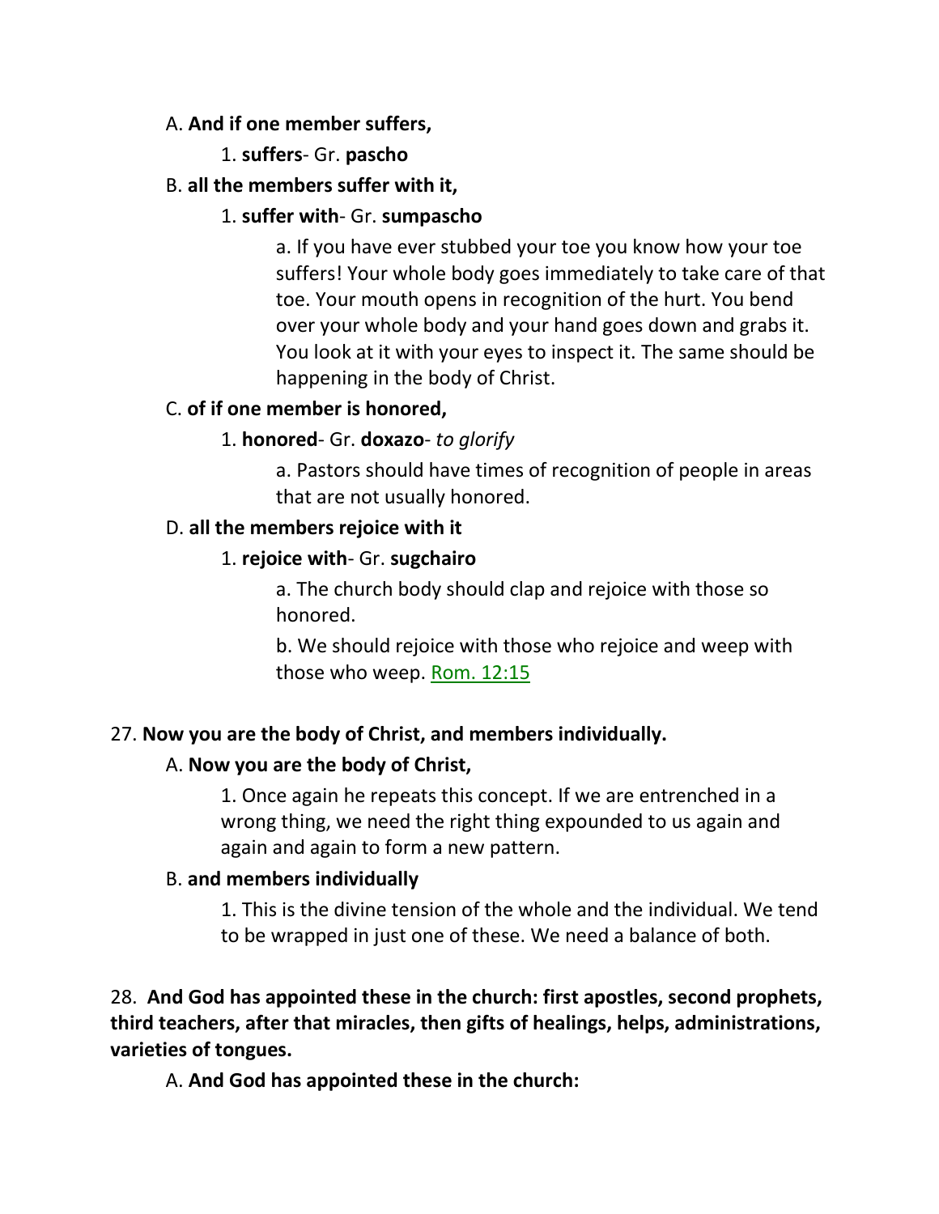A. **And if one member suffers,**

1. **suffers**- Gr. **pascho**

B. **all the members suffer with it,**

1. **suffer with**- Gr. **sumpascho**

a. If you have ever stubbed your toe you know how your toe suffers! Your whole body goes immediately to take care of that toe. Your mouth opens in recognition of the hurt. You bend over your whole body and your hand goes down and grabs it. You look at it with your eyes to inspect it. The same should be happening in the body of Christ.

C. **of if one member is honored,**

1. **honored**- Gr. **doxazo**- *to glorify*

a. Pastors should have times of recognition of people in areas that are not usually honored.

D. **all the members rejoice with it**

1. **rejoice with**- Gr. **sugchairo**

a. The church body should clap and rejoice with those so honored.

b. We should rejoice with those who rejoice and weep with those who weep. Rom. 12:15

27. **Now you are the body of Christ, and members individually.**

A. **Now you are the body of Christ,**

1. Once again he repeats this concept. If we are entrenched in a wrong thing, we need the right thing expounded to us again and again and again to form a new pattern.

B. **and members individually**

1. This is the divine tension of the whole and the individual. We tend to be wrapped in just one of these. We need a balance of both.

28. **And God has appointed these in the church: first apostles, second prophets, third teachers, after that miracles, then gifts of healings, helps, administrations, varieties of tongues.**

A. **And God has appointed these in the church:**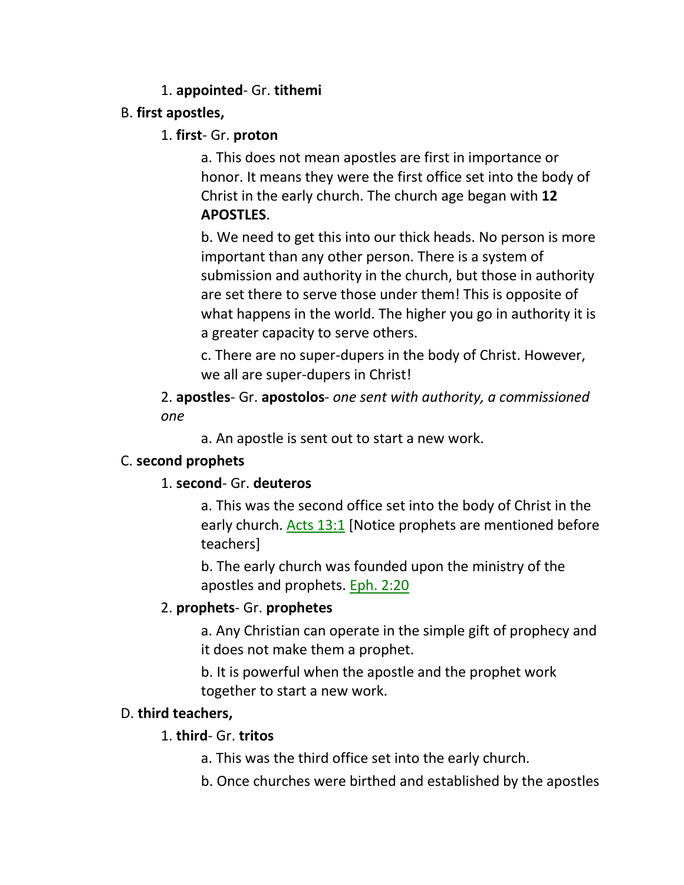1. **appointed**- Gr. **tithemi**

B. **first apostles,**

1. **first**- Gr. **proton**

   a. This does not mean apostles are first in importance or honor. It means they were the first office set into the body of Christ in the early church. The church age began with **12 APOSTLES**.

   b. We need to get this into our thick heads. No person is more important than any other person. There is a system of submission and authority in the church, but those in authority are set there to serve those under them! This is opposite of what happens in the world. The higher you go in authority it is a greater capacity to serve others.

   c. There are no super-dupers in the body of Christ. However, we all are super-dupers in Christ!

2. **apostles**- Gr. **apostolos**- *one sent with authority, a commissioned one*

   a. An apostle is sent out to start a new work.

C. **second prophets**

1. **second**- Gr. **deuteros**

   a. This was the second office set into the body of Christ in the early church. Acts 13:1 [Notice prophets are mentioned before teachers]

   b. The early church was founded upon the ministry of the apostles and prophets. Eph. 2:20

2. **prophets**- Gr. **prophetes**

   a. Any Christian can operate in the simple gift of prophecy and it does not make them a prophet.

   b. It is powerful when the apostle and the prophet work together to start a new work.

D. **third teachers,**

1. **third**- Gr. **tritos**

   a. This was the third office set into the early church.

   b. Once churches were birthed and established by the apostles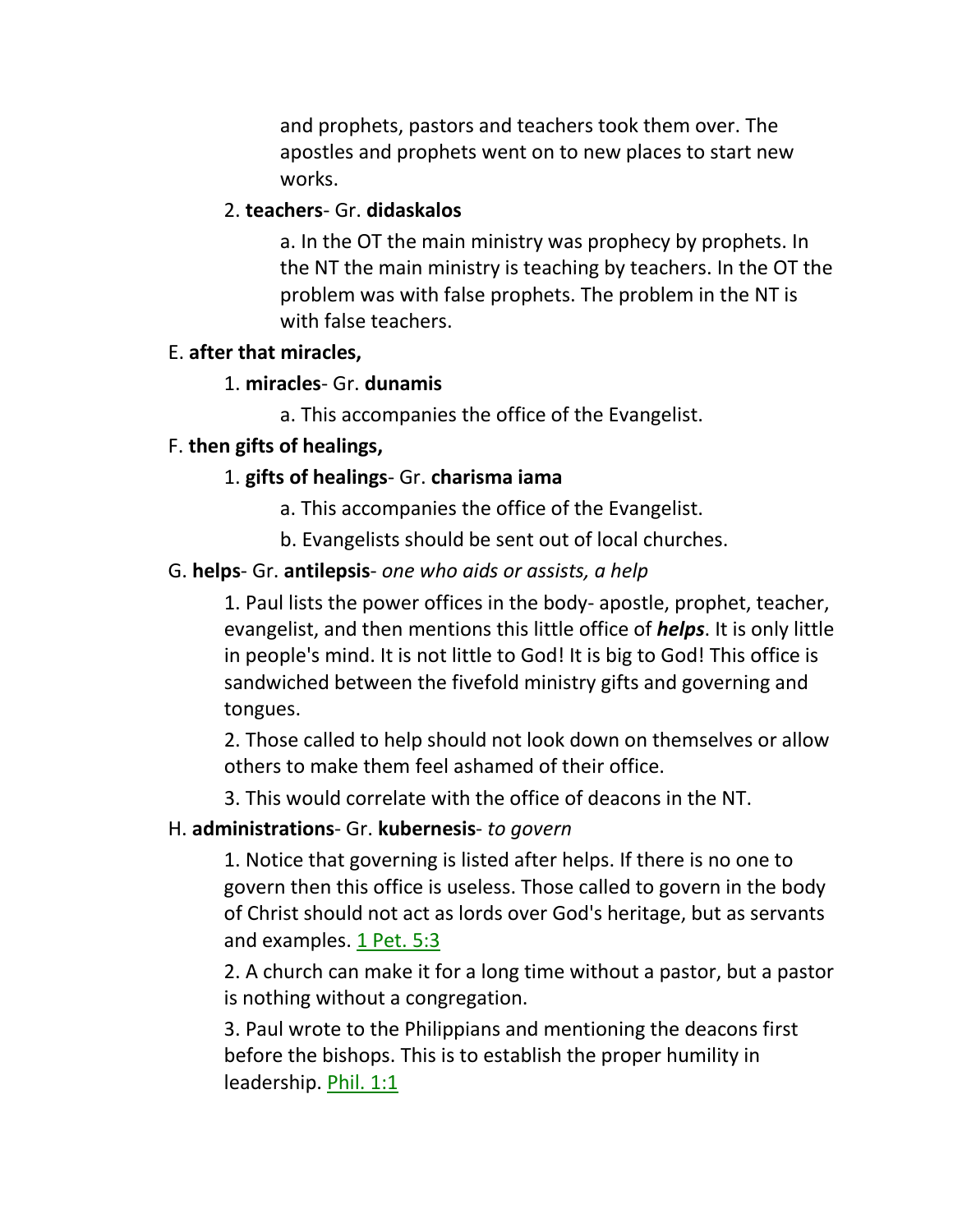and prophets, pastors and teachers took them over. The apostles and prophets went on to new places to start new works.

2. **teachers**- Gr. **didaskalos**

a. In the OT the main ministry was prophecy by prophets. In the NT the main ministry is teaching by teachers. In the OT the problem was with false prophets. The problem in the NT is with false teachers.

E. **after that miracles,**

1. **miracles**- Gr. **dunamis**

a. This accompanies the office of the Evangelist.

F. **then gifts of healings,**

1. **gifts of healings**- Gr. **charisma iama**

a. This accompanies the office of the Evangelist.

b. Evangelists should be sent out of local churches.

G. **helps**- Gr. **antilepsis**- *one who aids or assists, a help*

1. Paul lists the power offices in the body- apostle, prophet, teacher, evangelist, and then mentions this little office of ***helps***. It is only little in people's mind. It is not little to God! It is big to God! This office is sandwiched between the fivefold ministry gifts and governing and tongues.

2. Those called to help should not look down on themselves or allow others to make them feel ashamed of their office.

3. This would correlate with the office of deacons in the NT.

H. **administrations**- Gr. **kubernesis**- *to govern*

1. Notice that governing is listed after helps. If there is no one to govern then this office is useless. Those called to govern in the body of Christ should not act as lords over God's heritage, but as servants and examples. 1 Pet. 5:3

2. A church can make it for a long time without a pastor, but a pastor is nothing without a congregation.

3. Paul wrote to the Philippians and mentioning the deacons first before the bishops. This is to establish the proper humility in leadership. Phil. 1:1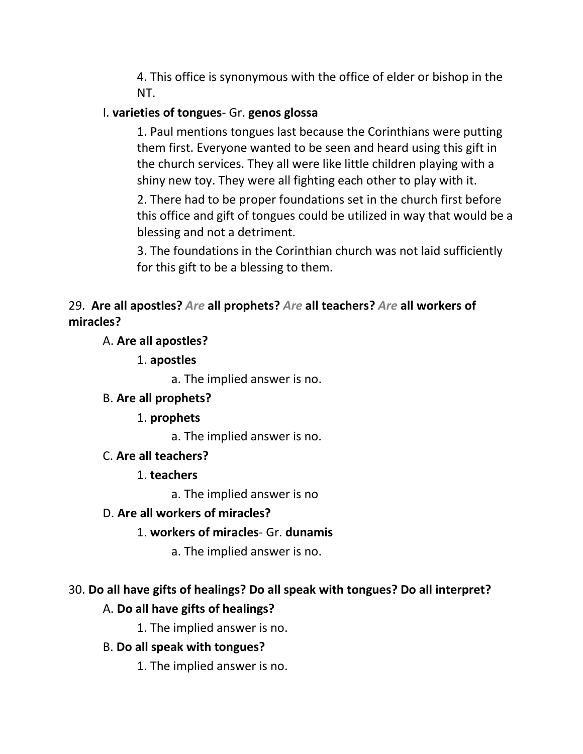4. This office is synonymous with the office of elder or bishop in the NT.

I. **varieties of tongues**- Gr. **genos glossa**

1. Paul mentions tongues last because the Corinthians were putting them first. Everyone wanted to be seen and heard using this gift in the church services. They all were like little children playing with a shiny new toy. They were all fighting each other to play with it.

2. There had to be proper foundations set in the church first before this office and gift of tongues could be utilized in way that would be a blessing and not a detriment.

3. The foundations in the Corinthian church was not laid sufficiently for this gift to be a blessing to them.

29. **Are all apostles? *Are* all prophets? *Are* all teachers? *Are* all workers of miracles?**

A. **Are all apostles?**

1. **apostles**

a. The implied answer is no.

B. **Are all prophets?**

1. **prophets**

a. The implied answer is no.

C. **Are all teachers?**

1. **teachers**

a. The implied answer is no

D. **Are all workers of miracles?**

1. **workers of miracles**- Gr. **dunamis**

a. The implied answer is no.

30. **Do all have gifts of healings? Do all speak with tongues? Do all interpret?**

A. **Do all have gifts of healings?**

1. The implied answer is no.

B. **Do all speak with tongues?**

1. The implied answer is no.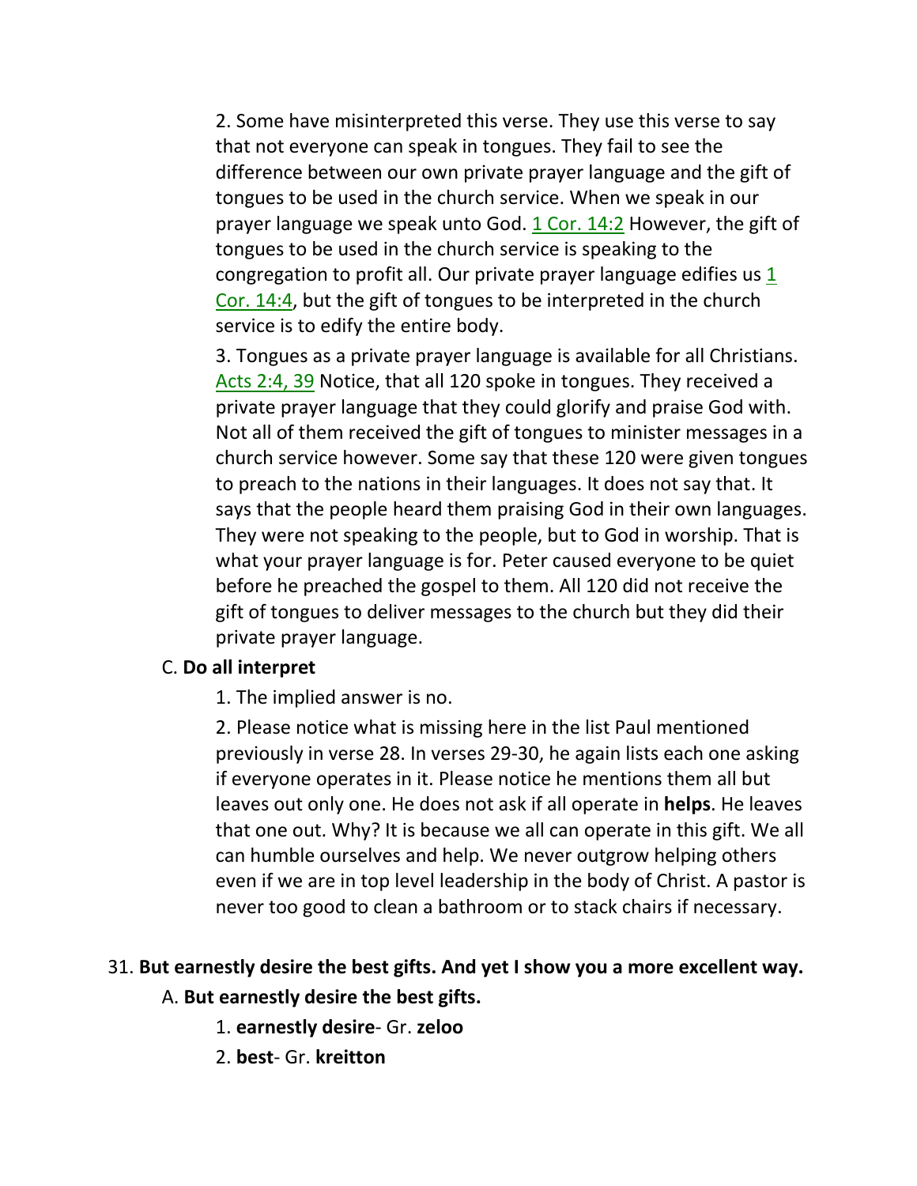2. Some have misinterpreted this verse. They use this verse to say that not everyone can speak in tongues. They fail to see the difference between our own private prayer language and the gift of tongues to be used in the church service. When we speak in our prayer language we speak unto God. 1 Cor. 14:2 However, the gift of tongues to be used in the church service is speaking to the congregation to profit all. Our private prayer language edifies us 1 Cor. 14:4, but the gift of tongues to be interpreted in the church service is to edify the entire body.

3. Tongues as a private prayer language is available for all Christians. Acts 2:4, 39 Notice, that all 120 spoke in tongues. They received a private prayer language that they could glorify and praise God with. Not all of them received the gift of tongues to minister messages in a church service however. Some say that these 120 were given tongues to preach to the nations in their languages. It does not say that. It says that the people heard them praising God in their own languages. They were not speaking to the people, but to God in worship. That is what your prayer language is for. Peter caused everyone to be quiet before he preached the gospel to them. All 120 did not receive the gift of tongues to deliver messages to the church but they did their private prayer language.

C. **Do all interpret**

1. The implied answer is no.

2. Please notice what is missing here in the list Paul mentioned previously in verse 28. In verses 29-30, he again lists each one asking if everyone operates in it. Please notice he mentions them all but leaves out only one. He does not ask if all operate in **helps**. He leaves that one out. Why? It is because we all can operate in this gift. We all can humble ourselves and help. We never outgrow helping others even if we are in top level leadership in the body of Christ. A pastor is never too good to clean a bathroom or to stack chairs if necessary.

31. **But earnestly desire the best gifts. And yet I show you a more excellent way.**

A. **But earnestly desire the best gifts.**

1. **earnestly desire**- Gr. **zeloo**

2. **best**- Gr. **kreitton**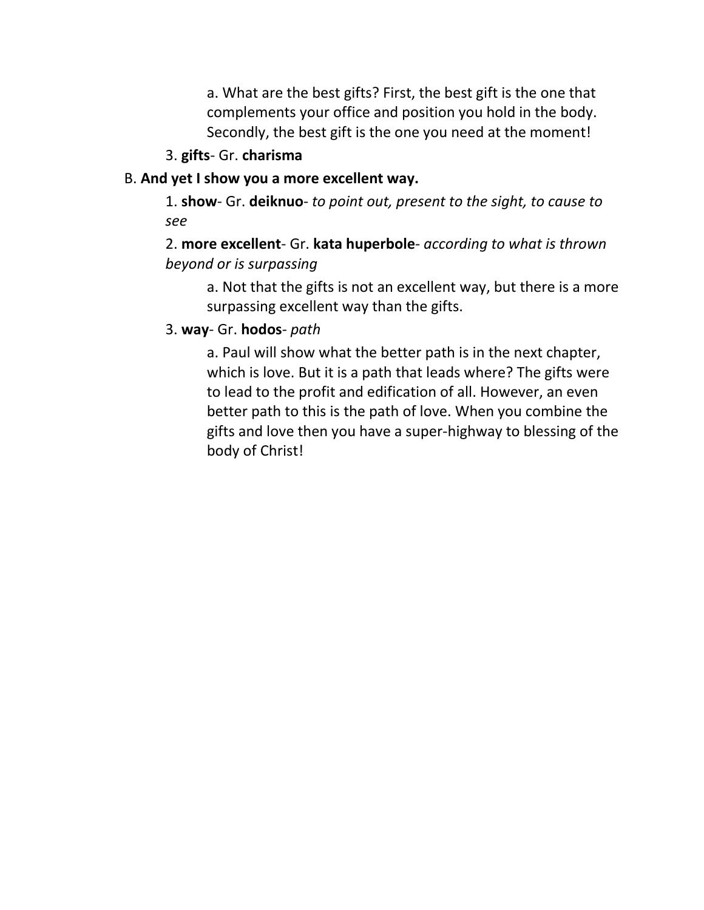a. What are the best gifts? First, the best gift is the one that complements your office and position you hold in the body. Secondly, the best gift is the one you need at the moment!

3. **gifts**- Gr. **charisma**

B. **And yet I show you a more excellent way.**

1. **show**- Gr. **deiknuo**- *to point out, present to the sight, to cause to see*

2. **more excellent**- Gr. **kata huperbole**- *according to what is thrown beyond or is surpassing*

a. Not that the gifts is not an excellent way, but there is a more surpassing excellent way than the gifts.

3. **way**- Gr. **hodos**- *path*

a. Paul will show what the better path is in the next chapter, which is love. But it is a path that leads where? The gifts were to lead to the profit and edification of all. However, an even better path to this is the path of love. When you combine the gifts and love then you have a super-highway to blessing of the body of Christ!